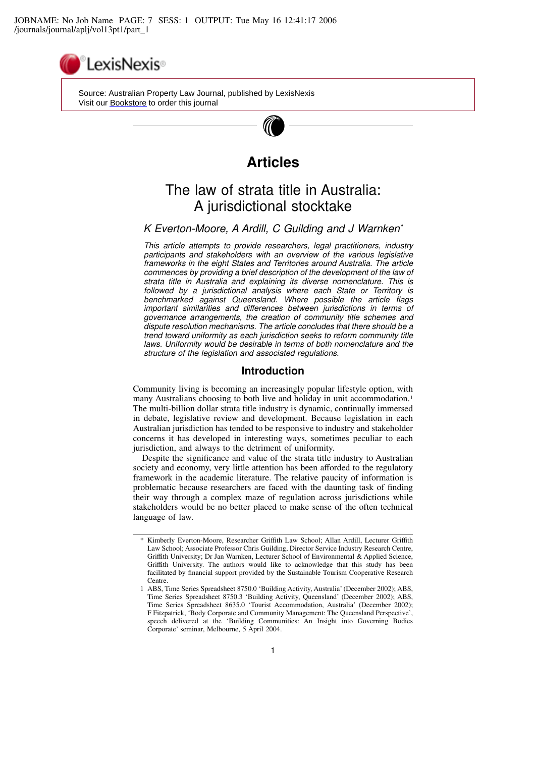Source: Australian Property Law Journal, published by LexisNexis
Visit our Bookstore to order this journal

# Articles

## The law of strata title in Australia: A jurisdictional stocktake

*K Everton-Moore, A Ardill, C Guilding and J Warnken*[*]

*This article attempts to provide researchers, legal practitioners, industry participants and stakeholders with an overview of the various legislative frameworks in the eight States and Territories around Australia. The article commences by providing a brief description of the development of the law of strata title in Australia and explaining its diverse nomenclature. This is followed by a jurisdictional analysis where each State or Territory is benchmarked against Queensland. Where possible the article flags important similarities and differences between jurisdictions in terms of governance arrangements, the creation of community title schemes and dispute resolution mechanisms. The article concludes that there should be a trend toward uniformity as each jurisdiction seeks to reform community title laws. Uniformity would be desirable in terms of both nomenclature and the structure of the legislation and associated regulations.*

### Introduction

Community living is becoming an increasingly popular lifestyle option, with many Australians choosing to both live and holiday in unit accommodation.[1] The multi-billion dollar strata title industry is dynamic, continually immersed in debate, legislative review and development. Because legislation in each Australian jurisdiction has tended to be responsive to industry and stakeholder concerns it has developed in interesting ways, sometimes peculiar to each jurisdiction, and always to the detriment of uniformity.

Despite the significance and value of the strata title industry to Australian society and economy, very little attention has been afforded to the regulatory framework in the academic literature. The relative paucity of information is problematic because researchers are faced with the daunting task of finding their way through a complex maze of regulation across jurisdictions while stakeholders would be no better placed to make sense of the often technical language of law.

---

* Kimberly Everton-Moore, Researcher Griffith Law School; Allan Ardill, Lecturer Griffith Law School; Associate Professor Chris Guilding, Director Service Industry Research Centre, Griffith University; Dr Jan Warnken, Lecturer School of Environmental & Applied Science, Griffith University. The authors would like to acknowledge that this study has been facilitated by financial support provided by the Sustainable Tourism Cooperative Research Centre.

1 ABS, Time Series Spreadsheet 8750.0 'Building Activity, Australia' (December 2002); ABS, Time Series Spreadsheet 8750.3 'Building Activity, Queensland' (December 2002); ABS, Time Series Spreadsheet 8635.0 'Tourist Accommodation, Australia' (December 2002); F Fitzpatrick, 'Body Corporate and Community Management: The Queensland Perspective', speech delivered at the 'Building Communities: An Insight into Governing Bodies Corporate' seminar, Melbourne, 5 April 2004.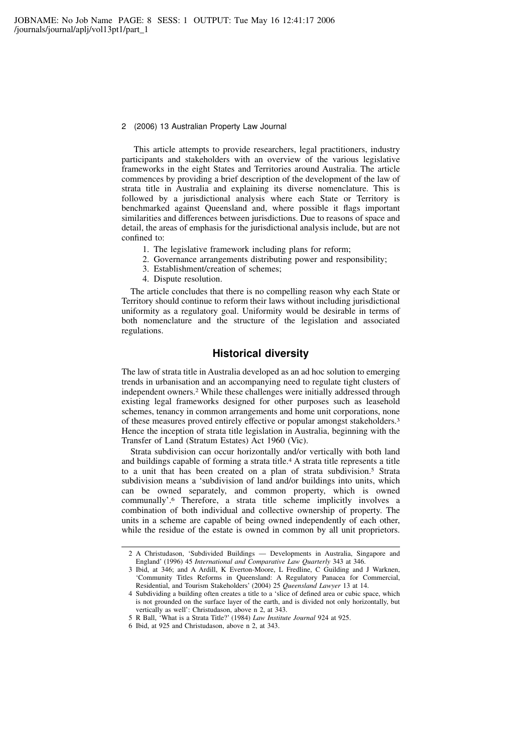This article attempts to provide researchers, legal practitioners, industry participants and stakeholders with an overview of the various legislative frameworks in the eight States and Territories around Australia. The article commences by providing a brief description of the development of the law of strata title in Australia and explaining its diverse nomenclature. This is followed by a jurisdictional analysis where each State or Territory is benchmarked against Queensland and, where possible it flags important similarities and differences between jurisdictions. Due to reasons of space and detail, the areas of emphasis for the jurisdictional analysis include, but are not confined to:

1. The legislative framework including plans for reform;
2. Governance arrangements distributing power and responsibility;
3. Establishment/creation of schemes;
4. Dispute resolution.

The article concludes that there is no compelling reason why each State or Territory should continue to reform their laws without including jurisdictional uniformity as a regulatory goal. Uniformity would be desirable in terms of both nomenclature and the structure of the legislation and associated regulations.

## Historical diversity

The law of strata title in Australia developed as an ad hoc solution to emerging trends in urbanisation and an accompanying need to regulate tight clusters of independent owners.[2] While these challenges were initially addressed through existing legal frameworks designed for other purposes such as leasehold schemes, tenancy in common arrangements and home unit corporations, none of these measures proved entirely effective or popular amongst stakeholders.[3] Hence the inception of strata title legislation in Australia, beginning with the Transfer of Land (Stratum Estates) Act 1960 (Vic).

Strata subdivision can occur horizontally and/or vertically with both land and buildings capable of forming a strata title.[4] A strata title represents a title to a unit that has been created on a plan of strata subdivision.[5] Strata subdivision means a 'subdivision of land and/or buildings into units, which can be owned separately, and common property, which is owned communally'.[6] Therefore, a strata title scheme implicitly involves a combination of both individual and collective ownership of property. The units in a scheme are capable of being owned independently of each other, while the residue of the estate is owned in common by all unit proprietors.

---

2 A Christudason, 'Subdivided Buildings — Developments in Australia, Singapore and England' (1996) 45 *International and Comparative Law Quarterly* 343 at 346.

3 Ibid, at 346; and A Ardill, K Everton-Moore, L Fredline, C Guilding and J Warknen, 'Community Titles Reforms in Queensland: A Regulatory Panacea for Commercial, Residential, and Tourism Stakeholders' (2004) 25 *Queensland Lawyer* 13 at 14.

4 Subdividing a building often creates a title to a 'slice of defined area or cubic space, which is not grounded on the surface layer of the earth, and is divided not only horizontally, but vertically as well': Christudason, above n 2, at 343.

5 R Ball, 'What is a Strata Title?' (1984) *Law Institute Journal* 924 at 925.

6 Ibid, at 925 and Christudason, above n 2, at 343.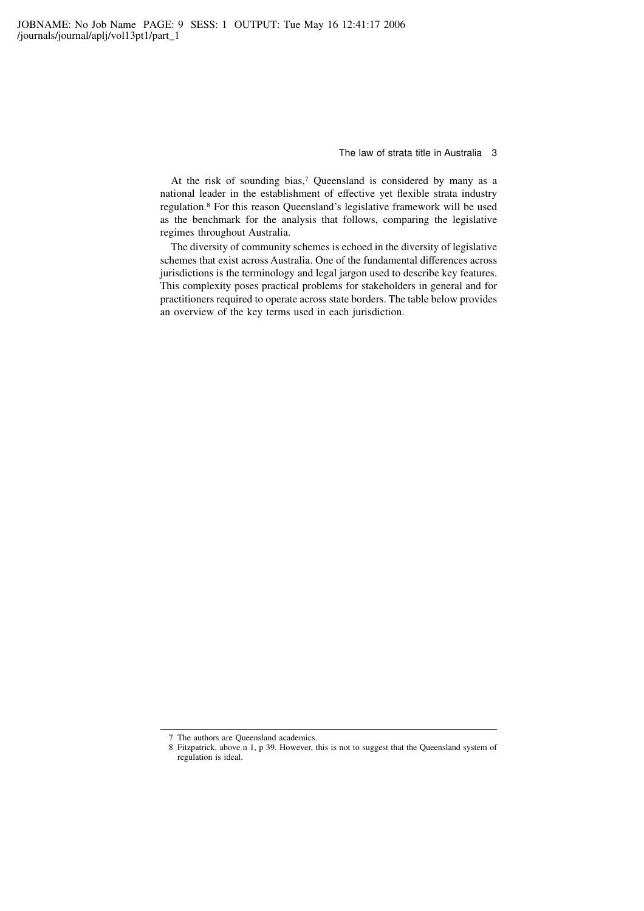At the risk of sounding bias,[7] Queensland is considered by many as a national leader in the establishment of effective yet flexible strata industry regulation.[8] For this reason Queensland's legislative framework will be used as the benchmark for the analysis that follows, comparing the legislative regimes throughout Australia.

The diversity of community schemes is echoed in the diversity of legislative schemes that exist across Australia. One of the fundamental differences across jurisdictions is the terminology and legal jargon used to describe key features. This complexity poses practical problems for stakeholders in general and for practitioners required to operate across state borders. The table below provides an overview of the key terms used in each jurisdiction.

---

7 The authors are Queensland academics.

8 Fitzpatrick, above n 1, p 39. However, this is not to suggest that the Queensland system of regulation is ideal.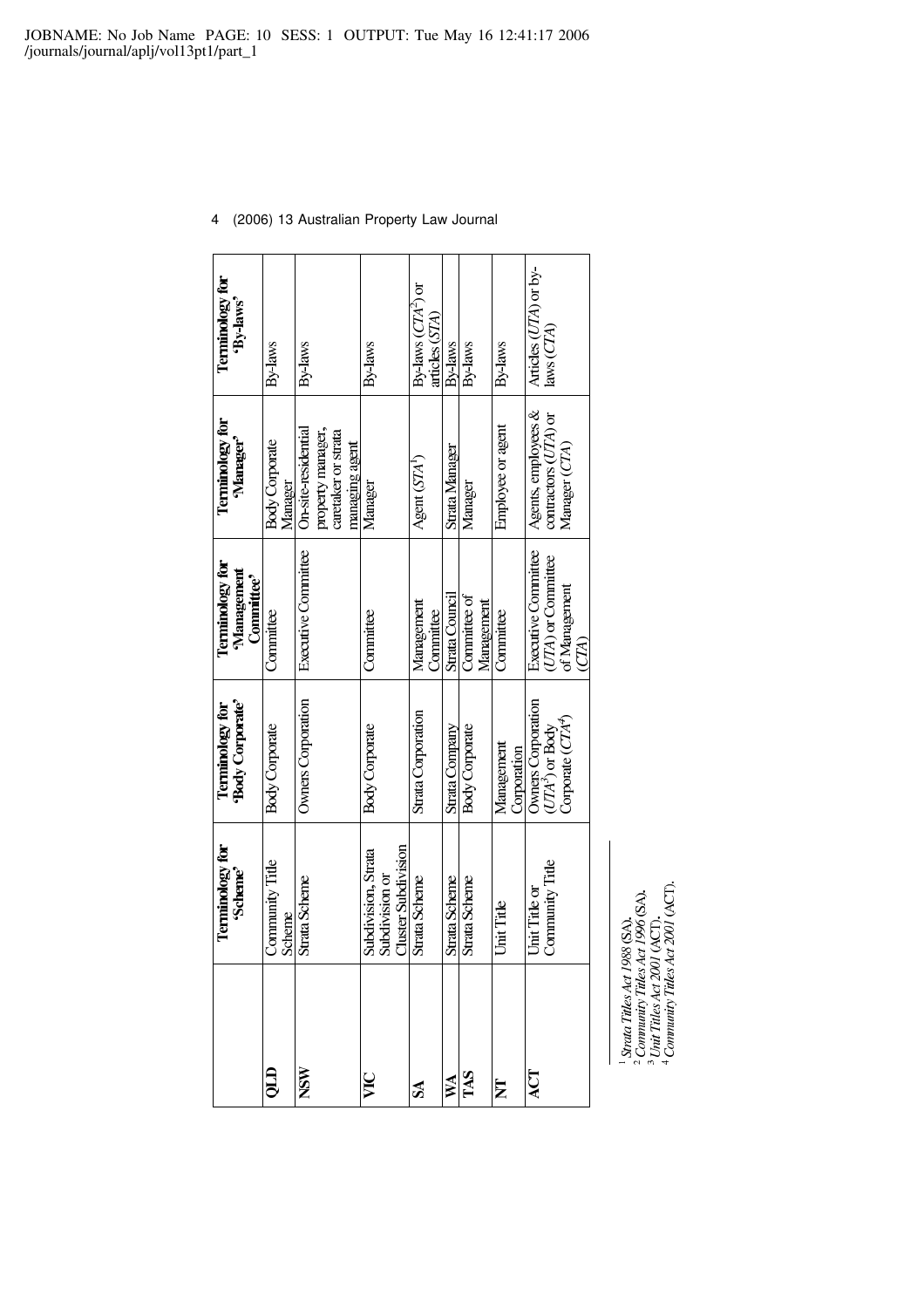| | Terminology for 'Scheme' | Terminology for 'Body Corporate' | Terminology for 'Management Committee' | Terminology for 'Manager' | Terminology for 'By-laws' |
|---|---|---|---|---|---|
| **QLD** | Community Title Scheme | Body Corporate | Committee | Body Corporate Manager | By-laws |
| **NSW** | Strata Scheme | Owners Corporation | Executive Committee | On-site-residential property manager, caretaker or strata managing agent | By-laws |
| **VIC** | Subdivision, Strata Subdivision or Cluster Subdivision | Body Corporate | Committee | Manager | By-laws |
| **SA** | Strata Scheme | Strata Corporation | Management Committee | Agent (*STA*[1]) | By-laws (*CTA*[2]) or articles (*STA*) |
| **WA** | Strata Scheme | Strata Company | Strata Council | Strata Manager | By-laws |
| **TAS** | Strata Scheme | Body Corporate | Committee of Management | Manager | By-laws |
| **NT** | Unit Title | Management Corporation | Committee | Employee or agent | By-laws |
| **ACT** | Unit Title or Community Title | Owners Corporation (*UTA*[3]) or Body Corporate (*CTA*[4]) | Executive Committee (*UTA*) or Committee of Management (*CTA*) | Agents, employees & contractors (*UTA*) or Manager (*CTA*) | Articles (*UTA*) or by-laws (*CTA*) |

[1] *Strata Titles Act 1988* (SA).
[2] *Community Titles Act 1996* (SA).
[3] *Unit Titles Act 2001* (ACT).
[4] *Community Titles Act 2001* (ACT).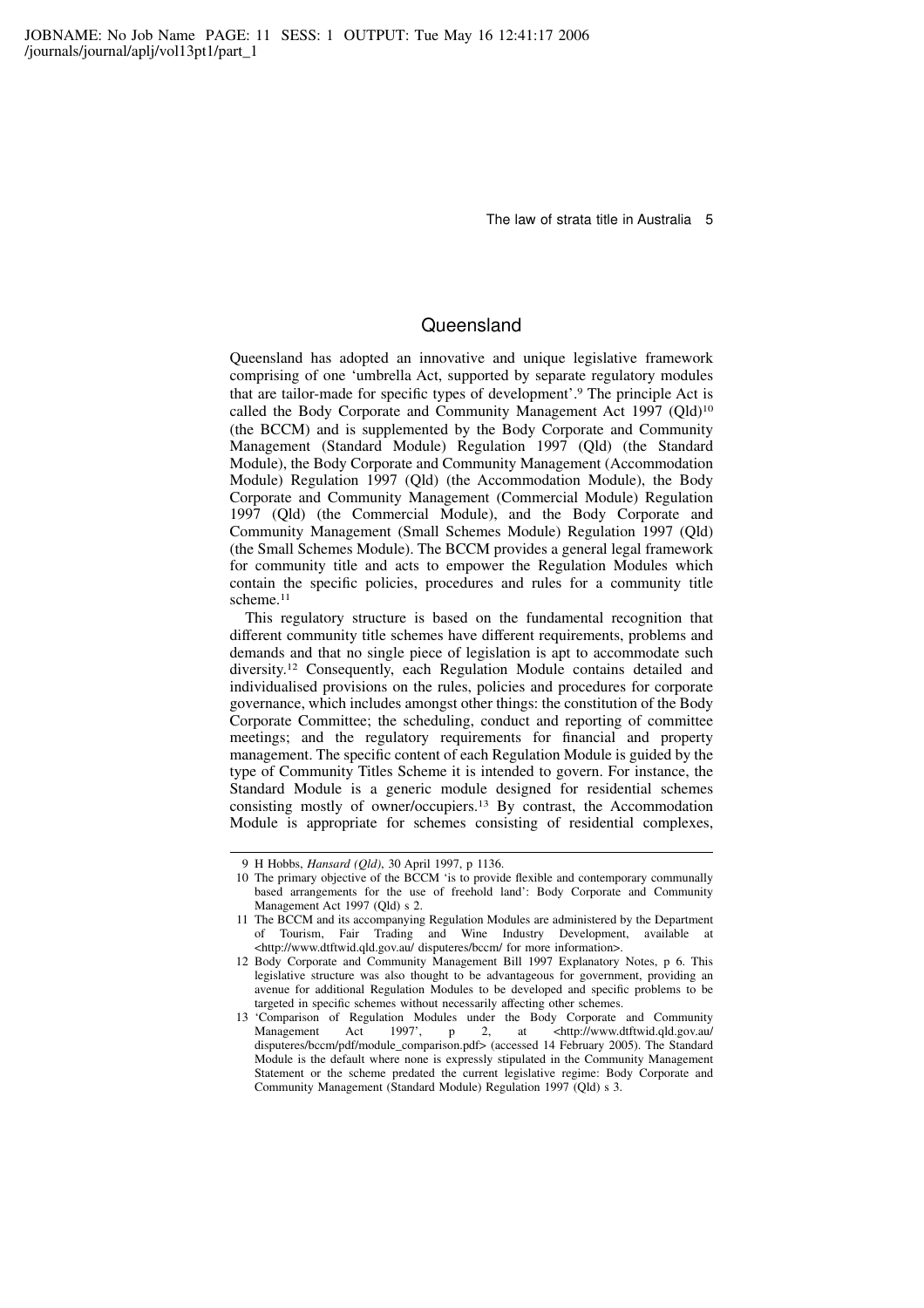## Queensland

Queensland has adopted an innovative and unique legislative framework comprising of one 'umbrella Act, supported by separate regulatory modules that are tailor-made for specific types of development'.[9] The principle Act is called the Body Corporate and Community Management Act 1997 (Qld)[10] (the BCCM) and is supplemented by the Body Corporate and Community Management (Standard Module) Regulation 1997 (Qld) (the Standard Module), the Body Corporate and Community Management (Accommodation Module) Regulation 1997 (Qld) (the Accommodation Module), the Body Corporate and Community Management (Commercial Module) Regulation 1997 (Qld) (the Commercial Module), and the Body Corporate and Community Management (Small Schemes Module) Regulation 1997 (Qld) (the Small Schemes Module). The BCCM provides a general legal framework for community title and acts to empower the Regulation Modules which contain the specific policies, procedures and rules for a community title scheme.[11]

This regulatory structure is based on the fundamental recognition that different community title schemes have different requirements, problems and demands and that no single piece of legislation is apt to accommodate such diversity.[12] Consequently, each Regulation Module contains detailed and individualised provisions on the rules, policies and procedures for corporate governance, which includes amongst other things: the constitution of the Body Corporate Committee; the scheduling, conduct and reporting of committee meetings; and the regulatory requirements for financial and property management. The specific content of each Regulation Module is guided by the type of Community Titles Scheme it is intended to govern. For instance, the Standard Module is a generic module designed for residential schemes consisting mostly of owner/occupiers.[13] By contrast, the Accommodation Module is appropriate for schemes consisting of residential complexes,

---

9 H Hobbs, *Hansard (Qld)*, 30 April 1997, p 1136.

10 The primary objective of the BCCM 'is to provide flexible and contemporary communally based arrangements for the use of freehold land': Body Corporate and Community Management Act 1997 (Qld) s 2.

11 The BCCM and its accompanying Regulation Modules are administered by the Department of Tourism, Fair Trading and Wine Industry Development, available at <http://www.dtftwid.qld.gov.au/ disputeres/bccm/ for more information>.

12 Body Corporate and Community Management Bill 1997 Explanatory Notes, p 6. This legislative structure was also thought to be advantageous for government, providing an avenue for additional Regulation Modules to be developed and specific problems to be targeted in specific schemes without necessarily affecting other schemes.

13 'Comparison of Regulation Modules under the Body Corporate and Community Management Act 1997', p 2, at <http://www.dtftwid.qld.gov.au/ disputeres/bccm/pdf/module_comparison.pdf> (accessed 14 February 2005). The Standard Module is the default where none is expressly stipulated in the Community Management Statement or the scheme predated the current legislative regime: Body Corporate and Community Management (Standard Module) Regulation 1997 (Qld) s 3.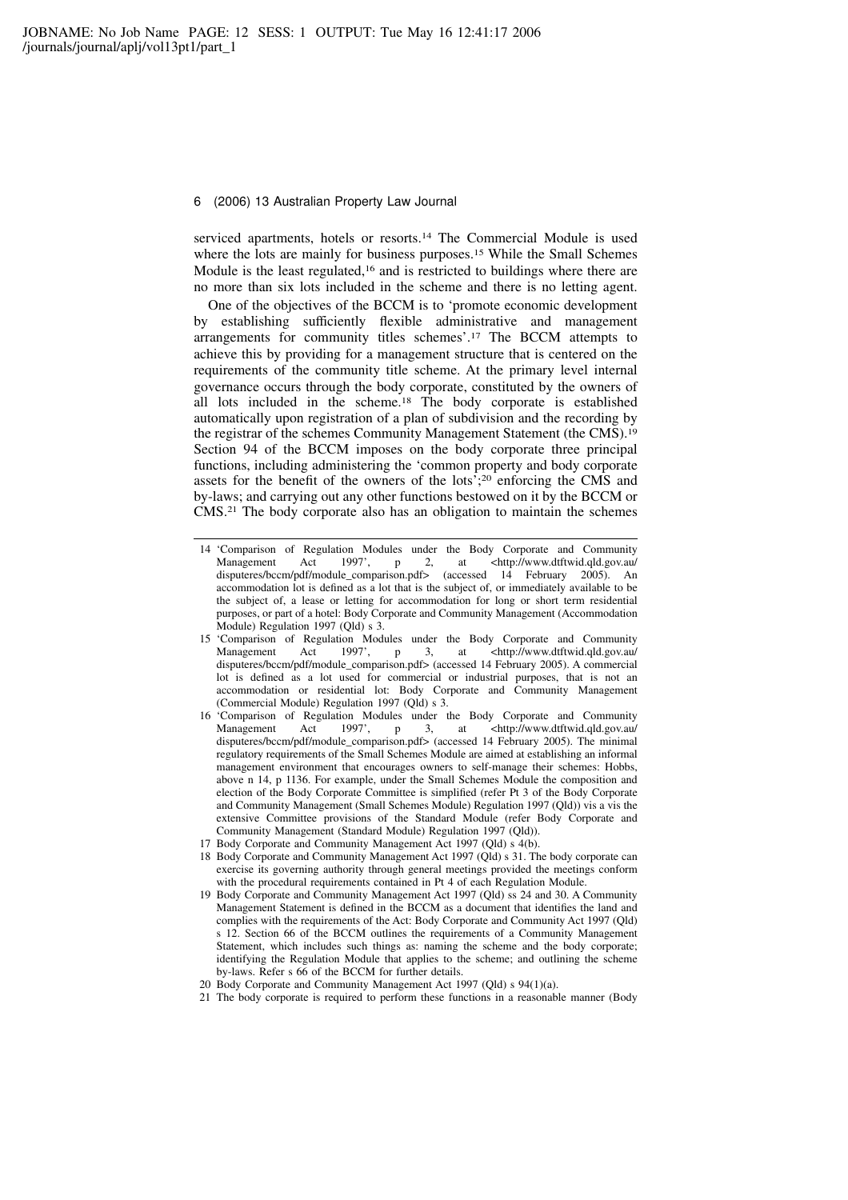serviced apartments, hotels or resorts.[14] The Commercial Module is used where the lots are mainly for business purposes.[15] While the Small Schemes Module is the least regulated,[16] and is restricted to buildings where there are no more than six lots included in the scheme and there is no letting agent.

One of the objectives of the BCCM is to 'promote economic development by establishing sufficiently flexible administrative and management arrangements for community titles schemes'.[17] The BCCM attempts to achieve this by providing for a management structure that is centered on the requirements of the community title scheme. At the primary level internal governance occurs through the body corporate, constituted by the owners of all lots included in the scheme.[18] The body corporate is established automatically upon registration of a plan of subdivision and the recording by the registrar of the schemes Community Management Statement (the CMS).[19] Section 94 of the BCCM imposes on the body corporate three principal functions, including administering the 'common property and body corporate assets for the benefit of the owners of the lots';[20] enforcing the CMS and by-laws; and carrying out any other functions bestowed on it by the BCCM or CMS.[21] The body corporate also has an obligation to maintain the schemes

---

14 'Comparison of Regulation Modules under the Body Corporate and Community Management Act 1997', p 2, at <http://www.dtftwid.qld.gov.au/disputeres/bccm/pdf/module_comparison.pdf> (accessed 14 February 2005). An accommodation lot is defined as a lot that is the subject of, or immediately available to be the subject of, a lease or letting for accommodation for long or short term residential purposes, or part of a hotel: Body Corporate and Community Management (Accommodation Module) Regulation 1997 (Qld) s 3.

15 'Comparison of Regulation Modules under the Body Corporate and Community Management Act 1997', p 3, at <http://www.dtftwid.qld.gov.au/disputeres/bccm/pdf/module_comparison.pdf> (accessed 14 February 2005). A commercial lot is defined as a lot used for commercial or industrial purposes, that is not an accommodation or residential lot: Body Corporate and Community Management (Commercial Module) Regulation 1997 (Qld) s 3.

16 'Comparison of Regulation Modules under the Body Corporate and Community Management Act 1997', p 3, at <http://www.dtftwid.qld.gov.au/disputeres/bccm/pdf/module_comparison.pdf> (accessed 14 February 2005). The minimal regulatory requirements of the Small Schemes Module are aimed at establishing an informal management environment that encourages owners to self-manage their schemes: Hobbs, above n 14, p 1136. For example, under the Small Schemes Module the composition and election of the Body Corporate Committee is simplified (refer Pt 3 of the Body Corporate and Community Management (Small Schemes Module) Regulation 1997 (Qld)) vis a vis the extensive Committee provisions of the Standard Module (refer Body Corporate and Community Management (Standard Module) Regulation 1997 (Qld)).

17 Body Corporate and Community Management Act 1997 (Qld) s 4(b).

18 Body Corporate and Community Management Act 1997 (Qld) s 31. The body corporate can exercise its governing authority through general meetings provided the meetings conform with the procedural requirements contained in Pt 4 of each Regulation Module.

19 Body Corporate and Community Management Act 1997 (Qld) ss 24 and 30. A Community Management Statement is defined in the BCCM as a document that identifies the land and complies with the requirements of the Act: Body Corporate and Community Act 1997 (Qld) s 12. Section 66 of the BCCM outlines the requirements of a Community Management Statement, which includes such things as: naming the scheme and the body corporate; identifying the Regulation Module that applies to the scheme; and outlining the scheme by-laws. Refer s 66 of the BCCM for further details.

20 Body Corporate and Community Management Act 1997 (Qld) s 94(1)(a).

21 The body corporate is required to perform these functions in a reasonable manner (Body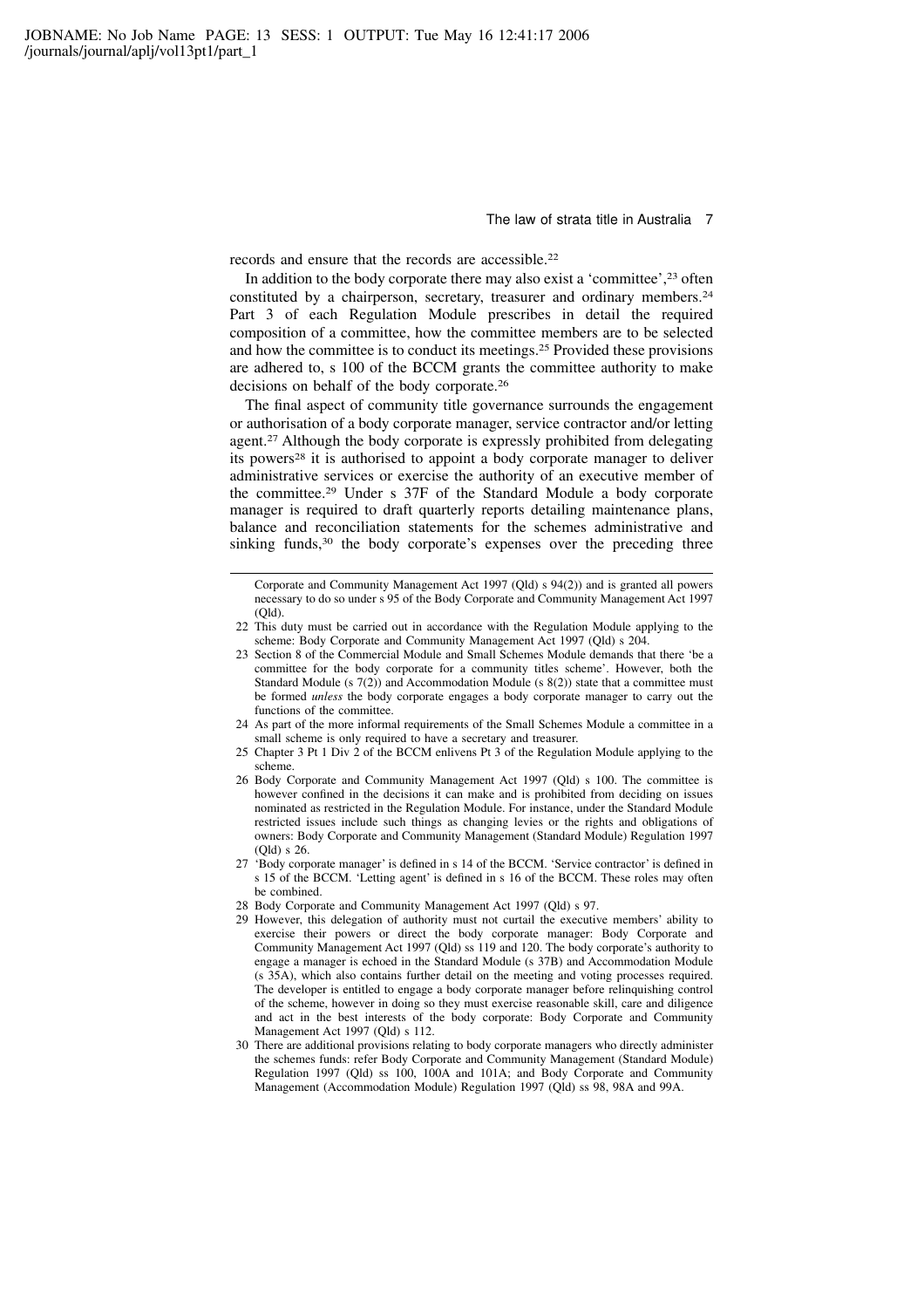records and ensure that the records are accessible.[22]

In addition to the body corporate there may also exist a 'committee',[23] often constituted by a chairperson, secretary, treasurer and ordinary members.[24] Part 3 of each Regulation Module prescribes in detail the required composition of a committee, how the committee members are to be selected and how the committee is to conduct its meetings.[25] Provided these provisions are adhered to, s 100 of the BCCM grants the committee authority to make decisions on behalf of the body corporate.[26]

The final aspect of community title governance surrounds the engagement or authorisation of a body corporate manager, service contractor and/or letting agent.[27] Although the body corporate is expressly prohibited from delegating its powers[28] it is authorised to appoint a body corporate manager to deliver administrative services or exercise the authority of an executive member of the committee.[29] Under s 37F of the Standard Module a body corporate manager is required to draft quarterly reports detailing maintenance plans, balance and reconciliation statements for the schemes administrative and sinking funds,[30] the body corporate's expenses over the preceding three

---

Corporate and Community Management Act 1997 (Qld) s 94(2)) and is granted all powers necessary to do so under s 95 of the Body Corporate and Community Management Act 1997 (Qld).

22 This duty must be carried out in accordance with the Regulation Module applying to the scheme: Body Corporate and Community Management Act 1997 (Qld) s 204.

23 Section 8 of the Commercial Module and Small Schemes Module demands that there 'be a committee for the body corporate for a community titles scheme'. However, both the Standard Module (s 7(2)) and Accommodation Module (s 8(2)) state that a committee must be formed *unless* the body corporate engages a body corporate manager to carry out the functions of the committee.

24 As part of the more informal requirements of the Small Schemes Module a committee in a small scheme is only required to have a secretary and treasurer.

25 Chapter 3 Pt 1 Div 2 of the BCCM enlivens Pt 3 of the Regulation Module applying to the scheme.

26 Body Corporate and Community Management Act 1997 (Qld) s 100. The committee is however confined in the decisions it can make and is prohibited from deciding on issues nominated as restricted in the Regulation Module. For instance, under the Standard Module restricted issues include such things as changing levies or the rights and obligations of owners: Body Corporate and Community Management (Standard Module) Regulation 1997 (Qld) s 26.

27 'Body corporate manager' is defined in s 14 of the BCCM. 'Service contractor' is defined in s 15 of the BCCM. 'Letting agent' is defined in s 16 of the BCCM. These roles may often be combined.

28 Body Corporate and Community Management Act 1997 (Qld) s 97.

29 However, this delegation of authority must not curtail the executive members' ability to exercise their powers or direct the body corporate manager: Body Corporate and Community Management Act 1997 (Qld) ss 119 and 120. The body corporate's authority to engage a manager is echoed in the Standard Module (s 37B) and Accommodation Module (s 35A), which also contains further detail on the meeting and voting processes required. The developer is entitled to engage a body corporate manager before relinquishing control of the scheme, however in doing so they must exercise reasonable skill, care and diligence and act in the best interests of the body corporate: Body Corporate and Community Management Act 1997 (Qld) s 112.

30 There are additional provisions relating to body corporate managers who directly administer the schemes funds: refer Body Corporate and Community Management (Standard Module) Regulation 1997 (Qld) ss 100, 100A and 101A; and Body Corporate and Community Management (Accommodation Module) Regulation 1997 (Qld) ss 98, 98A and 99A.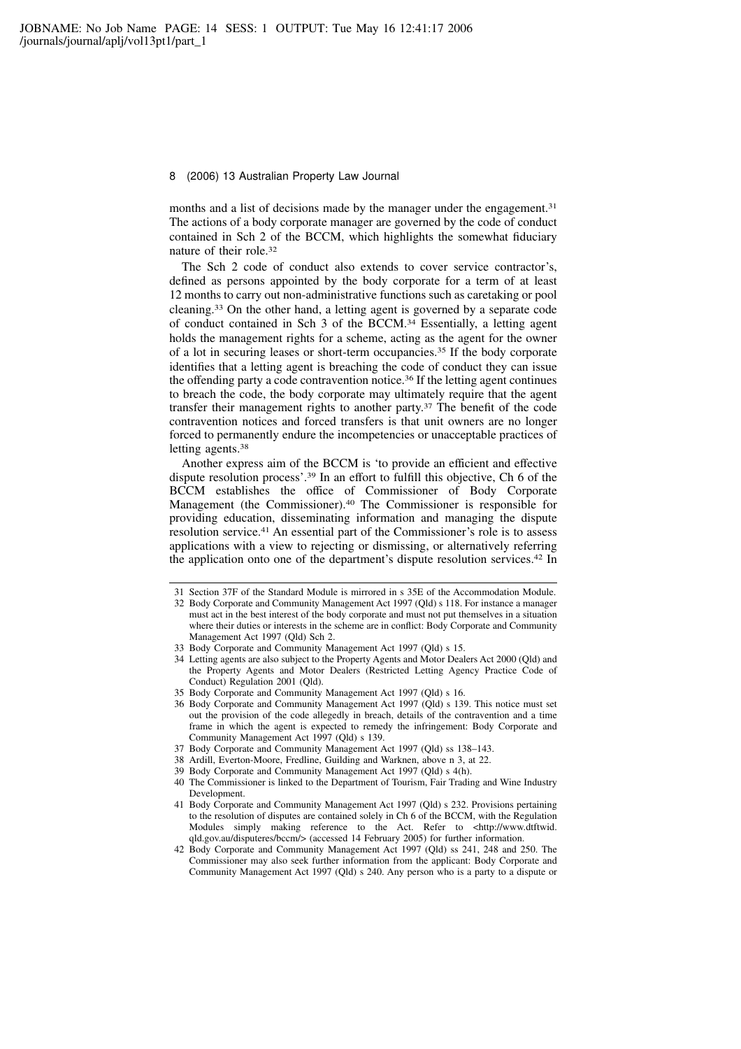months and a list of decisions made by the manager under the engagement.[31] The actions of a body corporate manager are governed by the code of conduct contained in Sch 2 of the BCCM, which highlights the somewhat fiduciary nature of their role.[32]

The Sch 2 code of conduct also extends to cover service contractor's, defined as persons appointed by the body corporate for a term of at least 12 months to carry out non-administrative functions such as caretaking or pool cleaning.[33] On the other hand, a letting agent is governed by a separate code of conduct contained in Sch 3 of the BCCM.[34] Essentially, a letting agent holds the management rights for a scheme, acting as the agent for the owner of a lot in securing leases or short-term occupancies.[35] If the body corporate identifies that a letting agent is breaching the code of conduct they can issue the offending party a code contravention notice.[36] If the letting agent continues to breach the code, the body corporate may ultimately require that the agent transfer their management rights to another party.[37] The benefit of the code contravention notices and forced transfers is that unit owners are no longer forced to permanently endure the incompetencies or unacceptable practices of letting agents.[38]

Another express aim of the BCCM is 'to provide an efficient and effective dispute resolution process'.[39] In an effort to fulfill this objective, Ch 6 of the BCCM establishes the office of Commissioner of Body Corporate Management (the Commissioner).[40] The Commissioner is responsible for providing education, disseminating information and managing the dispute resolution service.[41] An essential part of the Commissioner's role is to assess applications with a view to rejecting or dismissing, or alternatively referring the application onto one of the department's dispute resolution services.[42] In

---

31 Section 37F of the Standard Module is mirrored in s 35E of the Accommodation Module.

32 Body Corporate and Community Management Act 1997 (Qld) s 118. For instance a manager must act in the best interest of the body corporate and must not put themselves in a situation where their duties or interests in the scheme are in conflict: Body Corporate and Community Management Act 1997 (Qld) Sch 2.

33 Body Corporate and Community Management Act 1997 (Qld) s 15.

34 Letting agents are also subject to the Property Agents and Motor Dealers Act 2000 (Qld) and the Property Agents and Motor Dealers (Restricted Letting Agency Practice Code of Conduct) Regulation 2001 (Qld).

35 Body Corporate and Community Management Act 1997 (Qld) s 16.

36 Body Corporate and Community Management Act 1997 (Qld) s 139. This notice must set out the provision of the code allegedly in breach, details of the contravention and a time frame in which the agent is expected to remedy the infringement: Body Corporate and Community Management Act 1997 (Qld) s 139.

37 Body Corporate and Community Management Act 1997 (Qld) ss 138–143.

38 Ardill, Everton-Moore, Fredline, Guilding and Warknen, above n 3, at 22.

39 Body Corporate and Community Management Act 1997 (Qld) s 4(h).

40 The Commissioner is linked to the Department of Tourism, Fair Trading and Wine Industry Development.

41 Body Corporate and Community Management Act 1997 (Qld) s 232. Provisions pertaining to the resolution of disputes are contained solely in Ch 6 of the BCCM, with the Regulation Modules simply making reference to the Act. Refer to <http://www.dtftwid.qld.gov.au/disputeres/bccm/> (accessed 14 February 2005) for further information.

42 Body Corporate and Community Management Act 1997 (Qld) ss 241, 248 and 250. The Commissioner may also seek further information from the applicant: Body Corporate and Community Management Act 1997 (Qld) s 240. Any person who is a party to a dispute or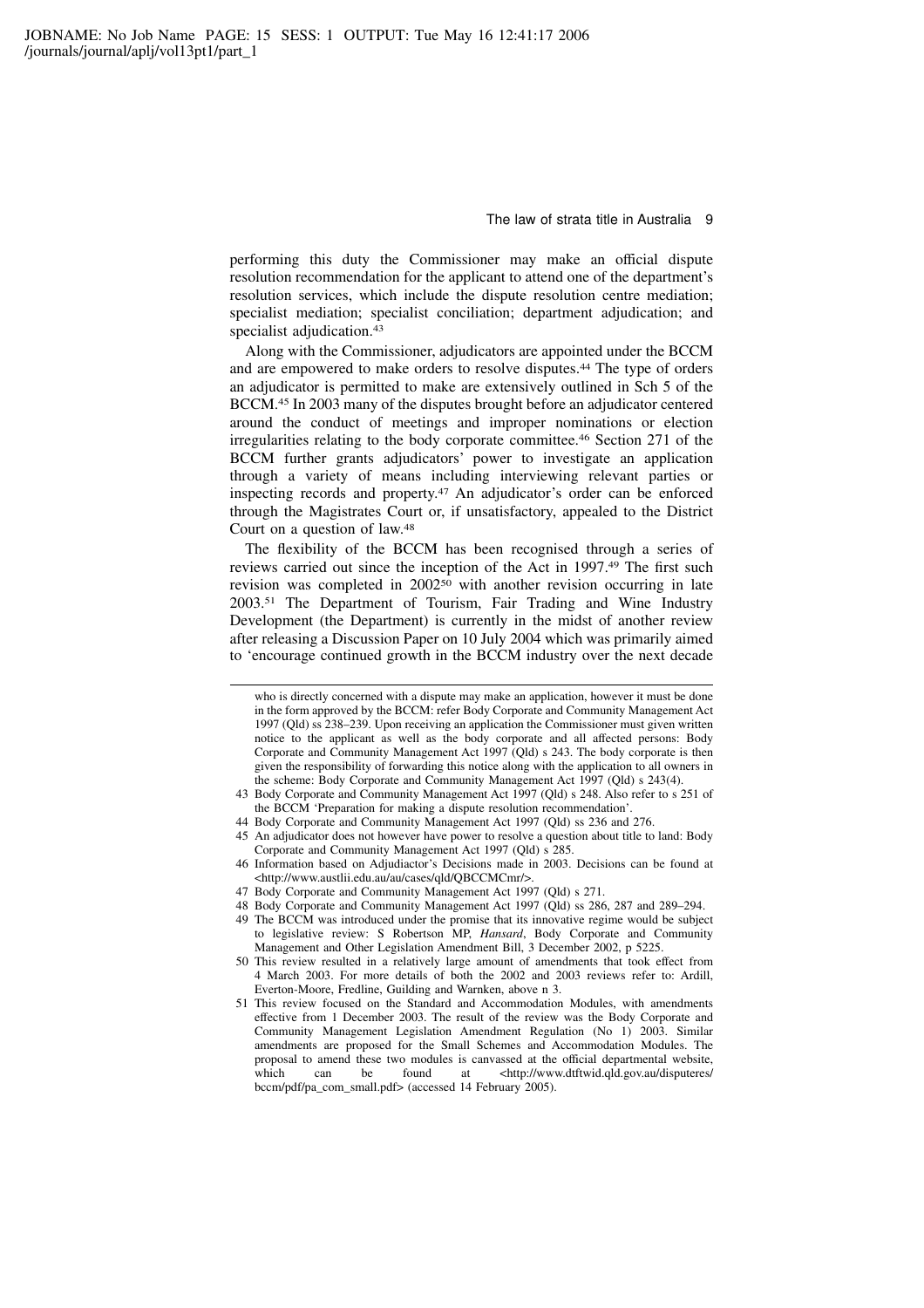performing this duty the Commissioner may make an official dispute resolution recommendation for the applicant to attend one of the department's resolution services, which include the dispute resolution centre mediation; specialist mediation; specialist conciliation; department adjudication; and specialist adjudication.[43]

Along with the Commissioner, adjudicators are appointed under the BCCM and are empowered to make orders to resolve disputes.[44] The type of orders an adjudicator is permitted to make are extensively outlined in Sch 5 of the BCCM.[45] In 2003 many of the disputes brought before an adjudicator centered around the conduct of meetings and improper nominations or election irregularities relating to the body corporate committee.[46] Section 271 of the BCCM further grants adjudicators' power to investigate an application through a variety of means including interviewing relevant parties or inspecting records and property.[47] An adjudicator's order can be enforced through the Magistrates Court or, if unsatisfactory, appealed to the District Court on a question of law.[48]

The flexibility of the BCCM has been recognised through a series of reviews carried out since the inception of the Act in 1997.[49] The first such revision was completed in 2002[50] with another revision occurring in late 2003.[51] The Department of Tourism, Fair Trading and Wine Industry Development (the Department) is currently in the midst of another review after releasing a Discussion Paper on 10 July 2004 which was primarily aimed to 'encourage continued growth in the BCCM industry over the next decade

---

who is directly concerned with a dispute may make an application, however it must be done in the form approved by the BCCM: refer Body Corporate and Community Management Act 1997 (Qld) ss 238–239. Upon receiving an application the Commissioner must given written notice to the applicant as well as the body corporate and all affected persons: Body Corporate and Community Management Act 1997 (Qld) s 243. The body corporate is then given the responsibility of forwarding this notice along with the application to all owners in the scheme: Body Corporate and Community Management Act 1997 (Qld) s 243(4).

43 Body Corporate and Community Management Act 1997 (Qld) s 248. Also refer to s 251 of the BCCM 'Preparation for making a dispute resolution recommendation'.

44 Body Corporate and Community Management Act 1997 (Qld) ss 236 and 276.

45 An adjudicator does not however have power to resolve a question about title to land: Body Corporate and Community Management Act 1997 (Qld) s 285.

46 Information based on Adjudiactor's Decisions made in 2003. Decisions can be found at <http://www.austlii.edu.au/au/cases/qld/QBCCMCmr/>.

47 Body Corporate and Community Management Act 1997 (Qld) s 271.

48 Body Corporate and Community Management Act 1997 (Qld) ss 286, 287 and 289–294.

49 The BCCM was introduced under the promise that its innovative regime would be subject to legislative review: S Robertson MP, *Hansard*, Body Corporate and Community Management and Other Legislation Amendment Bill, 3 December 2002, p 5225.

50 This review resulted in a relatively large amount of amendments that took effect from 4 March 2003. For more details of both the 2002 and 2003 reviews refer to: Ardill, Everton-Moore, Fredline, Guilding and Warnken, above n 3.

51 This review focused on the Standard and Accommodation Modules, with amendments effective from 1 December 2003. The result of the review was the Body Corporate and Community Management Legislation Amendment Regulation (No 1) 2003. Similar amendments are proposed for the Small Schemes and Accommodation Modules. The proposal to amend these two modules is canvassed at the official departmental website, which can be found at <http://www.dtftwid.qld.gov.au/disputeres/bccm/pdf/pa_com_small.pdf> (accessed 14 February 2005).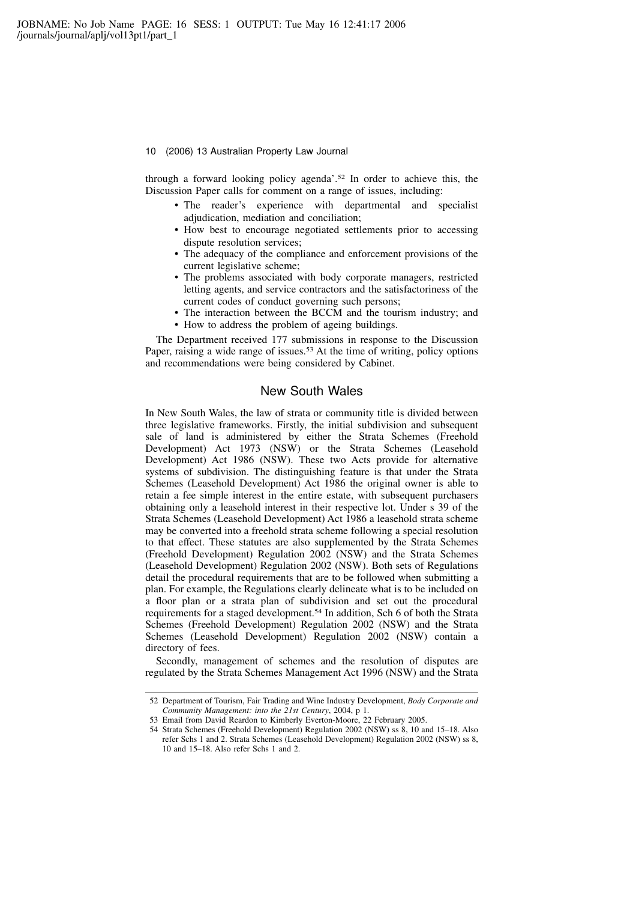through a forward looking policy agenda'.[52] In order to achieve this, the Discussion Paper calls for comment on a range of issues, including:

- The reader's experience with departmental and specialist adjudication, mediation and conciliation;
- How best to encourage negotiated settlements prior to accessing dispute resolution services;
- The adequacy of the compliance and enforcement provisions of the current legislative scheme;
- The problems associated with body corporate managers, restricted letting agents, and service contractors and the satisfactoriness of the current codes of conduct governing such persons;
- The interaction between the BCCM and the tourism industry; and
- How to address the problem of ageing buildings.

The Department received 177 submissions in response to the Discussion Paper, raising a wide range of issues.[53] At the time of writing, policy options and recommendations were being considered by Cabinet.

## New South Wales

In New South Wales, the law of strata or community title is divided between three legislative frameworks. Firstly, the initial subdivision and subsequent sale of land is administered by either the Strata Schemes (Freehold Development) Act 1973 (NSW) or the Strata Schemes (Leasehold Development) Act 1986 (NSW). These two Acts provide for alternative systems of subdivision. The distinguishing feature is that under the Strata Schemes (Leasehold Development) Act 1986 the original owner is able to retain a fee simple interest in the entire estate, with subsequent purchasers obtaining only a leasehold interest in their respective lot. Under s 39 of the Strata Schemes (Leasehold Development) Act 1986 a leasehold strata scheme may be converted into a freehold strata scheme following a special resolution to that effect. These statutes are also supplemented by the Strata Schemes (Freehold Development) Regulation 2002 (NSW) and the Strata Schemes (Leasehold Development) Regulation 2002 (NSW). Both sets of Regulations detail the procedural requirements that are to be followed when submitting a plan. For example, the Regulations clearly delineate what is to be included on a floor plan or a strata plan of subdivision and set out the procedural requirements for a staged development.[54] In addition, Sch 6 of both the Strata Schemes (Freehold Development) Regulation 2002 (NSW) and the Strata Schemes (Leasehold Development) Regulation 2002 (NSW) contain a directory of fees.

Secondly, management of schemes and the resolution of disputes are regulated by the Strata Schemes Management Act 1996 (NSW) and the Strata

---

52 Department of Tourism, Fair Trading and Wine Industry Development, *Body Corporate and Community Management: into the 21st Century*, 2004, p 1.

53 Email from David Reardon to Kimberly Everton-Moore, 22 February 2005.

54 Strata Schemes (Freehold Development) Regulation 2002 (NSW) ss 8, 10 and 15–18. Also refer Schs 1 and 2. Strata Schemes (Leasehold Development) Regulation 2002 (NSW) ss 8, 10 and 15–18. Also refer Schs 1 and 2.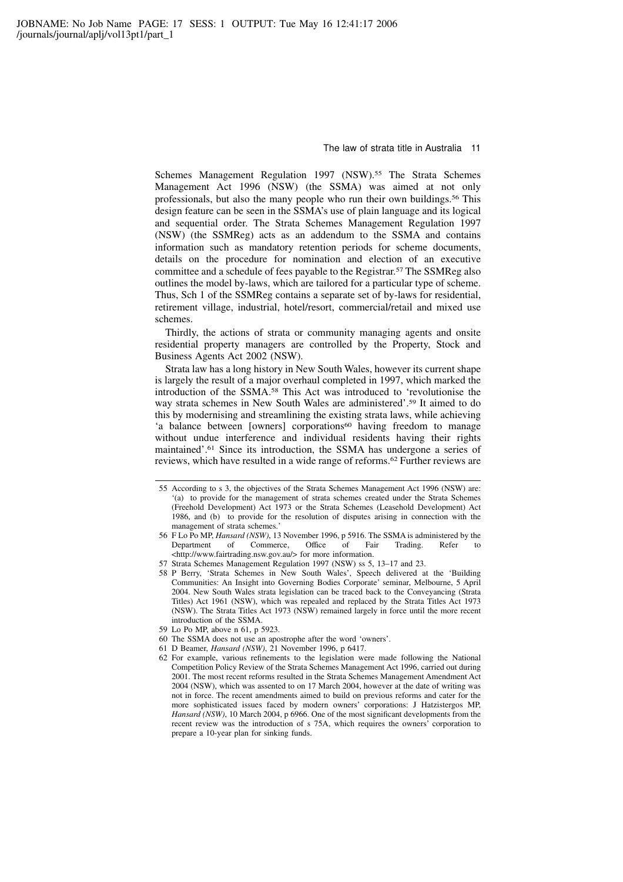Schemes Management Regulation 1997 (NSW).[55] The Strata Schemes Management Act 1996 (NSW) (the SSMA) was aimed at not only professionals, but also the many people who run their own buildings.[56] This design feature can be seen in the SSMA's use of plain language and its logical and sequential order. The Strata Schemes Management Regulation 1997 (NSW) (the SSMReg) acts as an addendum to the SSMA and contains information such as mandatory retention periods for scheme documents, details on the procedure for nomination and election of an executive committee and a schedule of fees payable to the Registrar.[57] The SSMReg also outlines the model by-laws, which are tailored for a particular type of scheme. Thus, Sch 1 of the SSMReg contains a separate set of by-laws for residential, retirement village, industrial, hotel/resort, commercial/retail and mixed use schemes.

Thirdly, the actions of strata or community managing agents and onsite residential property managers are controlled by the Property, Stock and Business Agents Act 2002 (NSW).

Strata law has a long history in New South Wales, however its current shape is largely the result of a major overhaul completed in 1997, which marked the introduction of the SSMA.[58] This Act was introduced to 'revolutionise the way strata schemes in New South Wales are administered'.[59] It aimed to do this by modernising and streamlining the existing strata laws, while achieving 'a balance between [owners] corporations[60] having freedom to manage without undue interference and individual residents having their rights maintained'.[61] Since its introduction, the SSMA has undergone a series of reviews, which have resulted in a wide range of reforms.[62] Further reviews are

---

55 According to s 3, the objectives of the Strata Schemes Management Act 1996 (NSW) are: '(a) to provide for the management of strata schemes created under the Strata Schemes (Freehold Development) Act 1973 or the Strata Schemes (Leasehold Development) Act 1986, and (b) to provide for the resolution of disputes arising in connection with the management of strata schemes.'

56 F Lo Po MP, *Hansard (NSW)*, 13 November 1996, p 5916. The SSMA is administered by the Department of Commerce, Office of Fair Trading. Refer to <http://www.fairtrading.nsw.gov.au/> for more information.

57 Strata Schemes Management Regulation 1997 (NSW) ss 5, 13–17 and 23.

58 P Berry, 'Strata Schemes in New South Wales', Speech delivered at the 'Building Communities: An Insight into Governing Bodies Corporate' seminar, Melbourne, 5 April 2004. New South Wales strata legislation can be traced back to the Conveyancing (Strata Titles) Act 1961 (NSW), which was repealed and replaced by the Strata Titles Act 1973 (NSW). The Strata Titles Act 1973 (NSW) remained largely in force until the more recent introduction of the SSMA.

59 Lo Po MP, above n 61, p 5923.

60 The SSMA does not use an apostrophe after the word 'owners'.

61 D Beamer, *Hansard (NSW)*, 21 November 1996, p 6417.

62 For example, various refinements to the legislation were made following the National Competition Policy Review of the Strata Schemes Management Act 1996, carried out during 2001. The most recent reforms resulted in the Strata Schemes Management Amendment Act 2004 (NSW), which was assented to on 17 March 2004, however at the date of writing was not in force. The recent amendments aimed to build on previous reforms and cater for the more sophisticated issues faced by modern owners' corporations: J Hatzistergos MP, *Hansard (NSW)*, 10 March 2004, p 6966. One of the most significant developments from the recent review was the introduction of s 75A, which requires the owners' corporation to prepare a 10-year plan for sinking funds.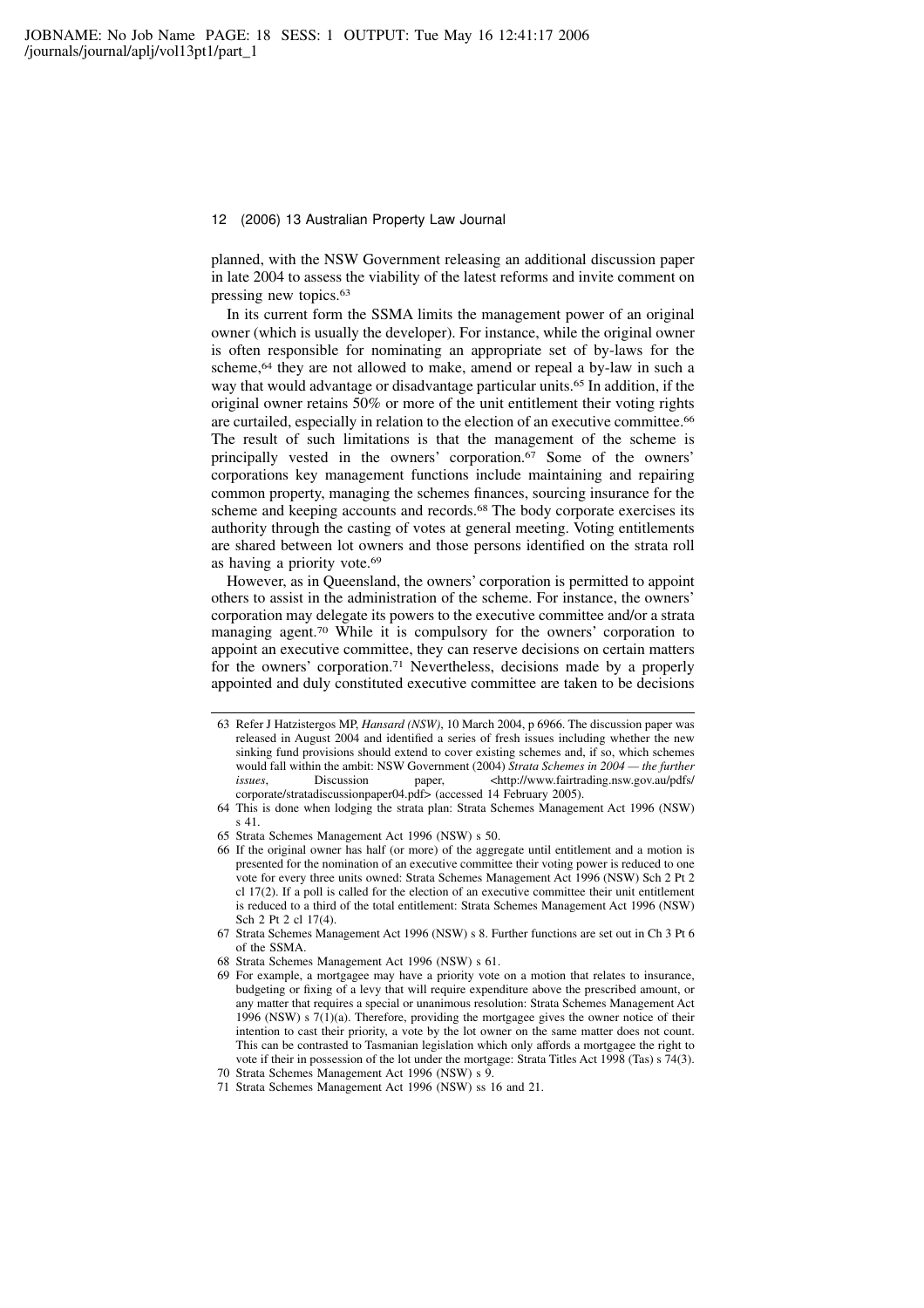planned, with the NSW Government releasing an additional discussion paper in late 2004 to assess the viability of the latest reforms and invite comment on pressing new topics.[63]

In its current form the SSMA limits the management power of an original owner (which is usually the developer). For instance, while the original owner is often responsible for nominating an appropriate set of by-laws for the scheme,[64] they are not allowed to make, amend or repeal a by-law in such a way that would advantage or disadvantage particular units.[65] In addition, if the original owner retains 50% or more of the unit entitlement their voting rights are curtailed, especially in relation to the election of an executive committee.[66] The result of such limitations is that the management of the scheme is principally vested in the owners' corporation.[67] Some of the owners' corporations key management functions include maintaining and repairing common property, managing the schemes finances, sourcing insurance for the scheme and keeping accounts and records.[68] The body corporate exercises its authority through the casting of votes at general meeting. Voting entitlements are shared between lot owners and those persons identified on the strata roll as having a priority vote.[69]

However, as in Queensland, the owners' corporation is permitted to appoint others to assist in the administration of the scheme. For instance, the owners' corporation may delegate its powers to the executive committee and/or a strata managing agent.[70] While it is compulsory for the owners' corporation to appoint an executive committee, they can reserve decisions on certain matters for the owners' corporation.[71] Nevertheless, decisions made by a properly appointed and duly constituted executive committee are taken to be decisions

---

63 Refer J Hatzistergos MP, *Hansard (NSW)*, 10 March 2004, p 6966. The discussion paper was released in August 2004 and identified a series of fresh issues including whether the new sinking fund provisions should extend to cover existing schemes and, if so, which schemes would fall within the ambit: NSW Government (2004) *Strata Schemes in 2004 — the further issues*, Discussion paper, <http://www.fairtrading.nsw.gov.au/pdfs/corporate/stratadiscussionpaper04.pdf> (accessed 14 February 2005).

64 This is done when lodging the strata plan: Strata Schemes Management Act 1996 (NSW) s 41.

65 Strata Schemes Management Act 1996 (NSW) s 50.

66 If the original owner has half (or more) of the aggregate until entitlement and a motion is presented for the nomination of an executive committee their voting power is reduced to one vote for every three units owned: Strata Schemes Management Act 1996 (NSW) Sch 2 Pt 2 cl 17(2). If a poll is called for the election of an executive committee their unit entitlement is reduced to a third of the total entitlement: Strata Schemes Management Act 1996 (NSW) Sch 2 Pt 2 cl 17(4).

67 Strata Schemes Management Act 1996 (NSW) s 8. Further functions are set out in Ch 3 Pt 6 of the SSMA.

68 Strata Schemes Management Act 1996 (NSW) s 61.

69 For example, a mortgagee may have a priority vote on a motion that relates to insurance, budgeting or fixing of a levy that will require expenditure above the prescribed amount, or any matter that requires a special or unanimous resolution: Strata Schemes Management Act 1996 (NSW) s 7(1)(a). Therefore, providing the mortgagee gives the owner notice of their intention to cast their priority, a vote by the lot owner on the same matter does not count. This can be contrasted to Tasmanian legislation which only affords a mortgagee the right to vote if their in possession of the lot under the mortgage: Strata Titles Act 1998 (Tas) s 74(3).

70 Strata Schemes Management Act 1996 (NSW) s 9.

71 Strata Schemes Management Act 1996 (NSW) ss 16 and 21.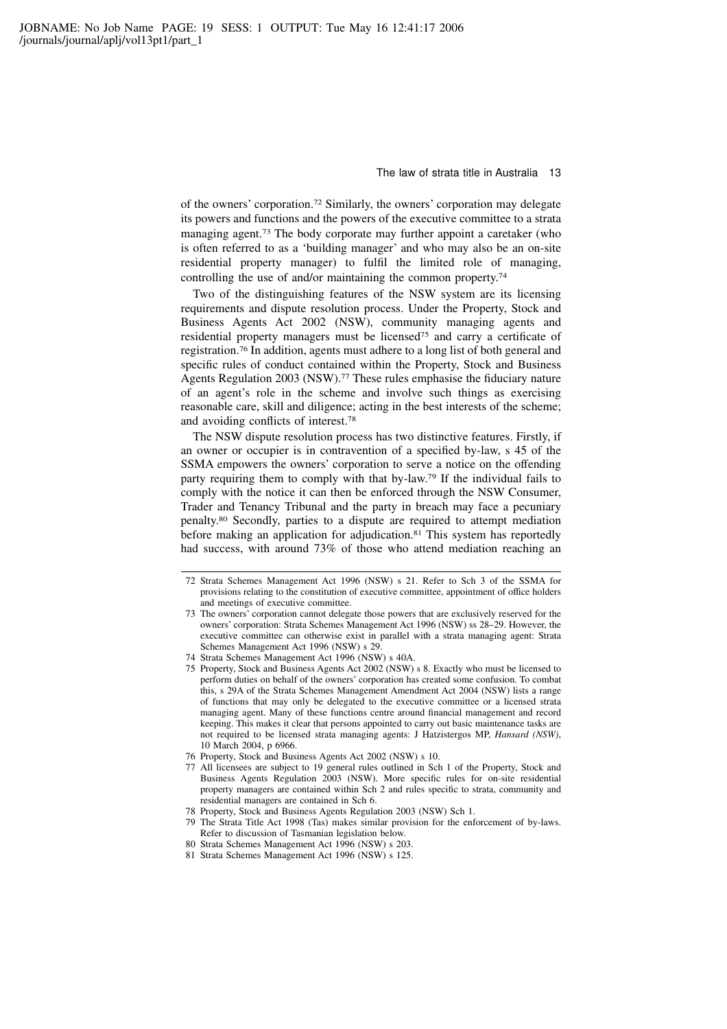of the owners' corporation.[72] Similarly, the owners' corporation may delegate its powers and functions and the powers of the executive committee to a strata managing agent.[73] The body corporate may further appoint a caretaker (who is often referred to as a 'building manager' and who may also be an on-site residential property manager) to fulfil the limited role of managing, controlling the use of and/or maintaining the common property.[74]

Two of the distinguishing features of the NSW system are its licensing requirements and dispute resolution process. Under the Property, Stock and Business Agents Act 2002 (NSW), community managing agents and residential property managers must be licensed[75] and carry a certificate of registration.[76] In addition, agents must adhere to a long list of both general and specific rules of conduct contained within the Property, Stock and Business Agents Regulation 2003 (NSW).[77] These rules emphasise the fiduciary nature of an agent's role in the scheme and involve such things as exercising reasonable care, skill and diligence; acting in the best interests of the scheme; and avoiding conflicts of interest.[78]

The NSW dispute resolution process has two distinctive features. Firstly, if an owner or occupier is in contravention of a specified by-law, s 45 of the SSMA empowers the owners' corporation to serve a notice on the offending party requiring them to comply with that by-law.[79] If the individual fails to comply with the notice it can then be enforced through the NSW Consumer, Trader and Tenancy Tribunal and the party in breach may face a pecuniary penalty.[80] Secondly, parties to a dispute are required to attempt mediation before making an application for adjudication.[81] This system has reportedly had success, with around 73% of those who attend mediation reaching an

---

72 Strata Schemes Management Act 1996 (NSW) s 21. Refer to Sch 3 of the SSMA for provisions relating to the constitution of executive committee, appointment of office holders and meetings of executive committee.

73 The owners' corporation cannot delegate those powers that are exclusively reserved for the owners' corporation: Strata Schemes Management Act 1996 (NSW) ss 28–29. However, the executive committee can otherwise exist in parallel with a strata managing agent: Strata Schemes Management Act 1996 (NSW) s 29.

74 Strata Schemes Management Act 1996 (NSW) s 40A.

75 Property, Stock and Business Agents Act 2002 (NSW) s 8. Exactly who must be licensed to perform duties on behalf of the owners' corporation has created some confusion. To combat this, s 29A of the Strata Schemes Management Amendment Act 2004 (NSW) lists a range of functions that may only be delegated to the executive committee or a licensed strata managing agent. Many of these functions centre around financial management and record keeping. This makes it clear that persons appointed to carry out basic maintenance tasks are not required to be licensed strata managing agents: J Hatzistergos MP, *Hansard (NSW)*, 10 March 2004, p 6966.

76 Property, Stock and Business Agents Act 2002 (NSW) s 10.

77 All licensees are subject to 19 general rules outlined in Sch 1 of the Property, Stock and Business Agents Regulation 2003 (NSW). More specific rules for on-site residential property managers are contained within Sch 2 and rules specific to strata, community and residential managers are contained in Sch 6.

78 Property, Stock and Business Agents Regulation 2003 (NSW) Sch 1.

79 The Strata Title Act 1998 (Tas) makes similar provision for the enforcement of by-laws. Refer to discussion of Tasmanian legislation below.

80 Strata Schemes Management Act 1996 (NSW) s 203.

81 Strata Schemes Management Act 1996 (NSW) s 125.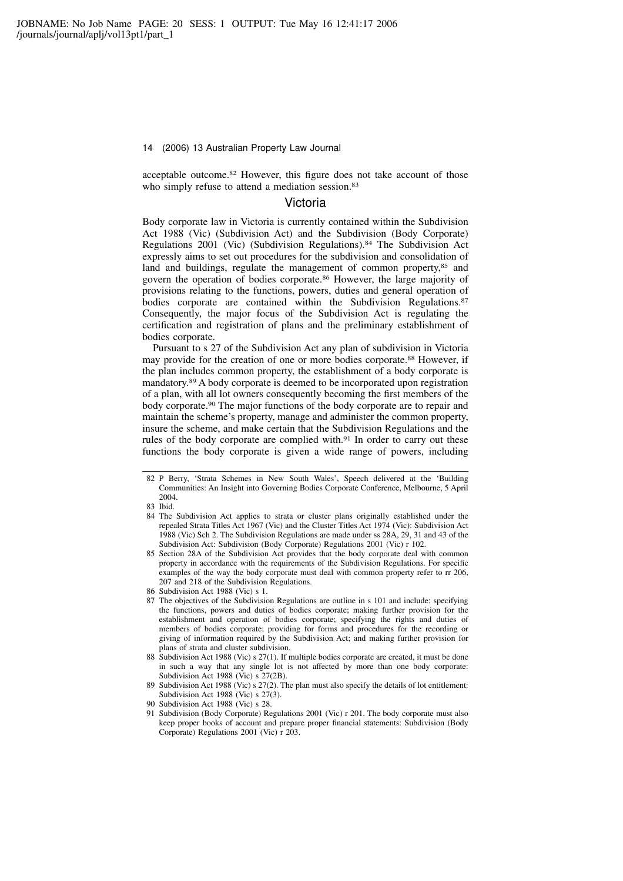acceptable outcome.[82] However, this figure does not take account of those who simply refuse to attend a mediation session.[83]

## Victoria

Body corporate law in Victoria is currently contained within the Subdivision Act 1988 (Vic) (Subdivision Act) and the Subdivision (Body Corporate) Regulations 2001 (Vic) (Subdivision Regulations).[84] The Subdivision Act expressly aims to set out procedures for the subdivision and consolidation of land and buildings, regulate the management of common property,[85] and govern the operation of bodies corporate.[86] However, the large majority of provisions relating to the functions, powers, duties and general operation of bodies corporate are contained within the Subdivision Regulations.[87] Consequently, the major focus of the Subdivision Act is regulating the certification and registration of plans and the preliminary establishment of bodies corporate.

Pursuant to s 27 of the Subdivision Act any plan of subdivision in Victoria may provide for the creation of one or more bodies corporate.[88] However, if the plan includes common property, the establishment of a body corporate is mandatory.[89] A body corporate is deemed to be incorporated upon registration of a plan, with all lot owners consequently becoming the first members of the body corporate.[90] The major functions of the body corporate are to repair and maintain the scheme's property, manage and administer the common property, insure the scheme, and make certain that the Subdivision Regulations and the rules of the body corporate are complied with.[91] In order to carry out these functions the body corporate is given a wide range of powers, including

---

82 P Berry, 'Strata Schemes in New South Wales', Speech delivered at the 'Building Communities: An Insight into Governing Bodies Corporate Conference, Melbourne, 5 April 2004.

83 Ibid.

84 The Subdivision Act applies to strata or cluster plans originally established under the repealed Strata Titles Act 1967 (Vic) and the Cluster Titles Act 1974 (Vic): Subdivision Act 1988 (Vic) Sch 2. The Subdivision Regulations are made under ss 28A, 29, 31 and 43 of the Subdivision Act: Subdivision (Body Corporate) Regulations 2001 (Vic) r 102.

85 Section 28A of the Subdivision Act provides that the body corporate deal with common property in accordance with the requirements of the Subdivision Regulations. For specific examples of the way the body corporate must deal with common property refer to rr 206, 207 and 218 of the Subdivision Regulations.

86 Subdivision Act 1988 (Vic) s 1.

87 The objectives of the Subdivision Regulations are outline in s 101 and include: specifying the functions, powers and duties of bodies corporate; making further provision for the establishment and operation of bodies corporate; specifying the rights and duties of members of bodies corporate; providing for forms and procedures for the recording or giving of information required by the Subdivision Act; and making further provision for plans of strata and cluster subdivision.

88 Subdivision Act 1988 (Vic) s 27(1). If multiple bodies corporate are created, it must be done in such a way that any single lot is not affected by more than one body corporate: Subdivision Act 1988 (Vic) s 27(2B).

89 Subdivision Act 1988 (Vic) s 27(2). The plan must also specify the details of lot entitlement: Subdivision Act 1988 (Vic) s 27(3).

90 Subdivision Act 1988 (Vic) s 28.

91 Subdivision (Body Corporate) Regulations 2001 (Vic) r 201. The body corporate must also keep proper books of account and prepare proper financial statements: Subdivision (Body Corporate) Regulations 2001 (Vic) r 203.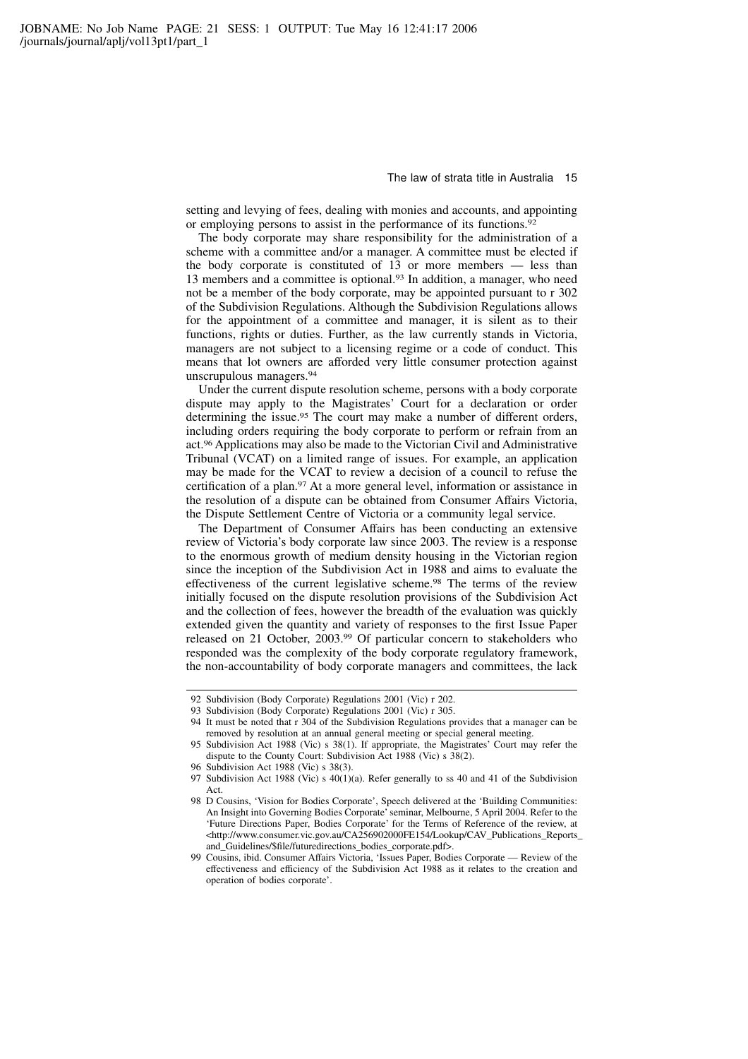setting and levying of fees, dealing with monies and accounts, and appointing or employing persons to assist in the performance of its functions.[92]

The body corporate may share responsibility for the administration of a scheme with a committee and/or a manager. A committee must be elected if the body corporate is constituted of 13 or more members — less than 13 members and a committee is optional.[93] In addition, a manager, who need not be a member of the body corporate, may be appointed pursuant to r 302 of the Subdivision Regulations. Although the Subdivision Regulations allows for the appointment of a committee and manager, it is silent as to their functions, rights or duties. Further, as the law currently stands in Victoria, managers are not subject to a licensing regime or a code of conduct. This means that lot owners are afforded very little consumer protection against unscrupulous managers.[94]

Under the current dispute resolution scheme, persons with a body corporate dispute may apply to the Magistrates' Court for a declaration or order determining the issue.[95] The court may make a number of different orders, including orders requiring the body corporate to perform or refrain from an act.[96] Applications may also be made to the Victorian Civil and Administrative Tribunal (VCAT) on a limited range of issues. For example, an application may be made for the VCAT to review a decision of a council to refuse the certification of a plan.[97] At a more general level, information or assistance in the resolution of a dispute can be obtained from Consumer Affairs Victoria, the Dispute Settlement Centre of Victoria or a community legal service.

The Department of Consumer Affairs has been conducting an extensive review of Victoria's body corporate law since 2003. The review is a response to the enormous growth of medium density housing in the Victorian region since the inception of the Subdivision Act in 1988 and aims to evaluate the effectiveness of the current legislative scheme.[98] The terms of the review initially focused on the dispute resolution provisions of the Subdivision Act and the collection of fees, however the breadth of the evaluation was quickly extended given the quantity and variety of responses to the first Issue Paper released on 21 October, 2003.[99] Of particular concern to stakeholders who responded was the complexity of the body corporate regulatory framework, the non-accountability of body corporate managers and committees, the lack

---

92 Subdivision (Body Corporate) Regulations 2001 (Vic) r 202.

93 Subdivision (Body Corporate) Regulations 2001 (Vic) r 305.

94 It must be noted that r 304 of the Subdivision Regulations provides that a manager can be removed by resolution at an annual general meeting or special general meeting.

95 Subdivision Act 1988 (Vic) s 38(1). If appropriate, the Magistrates' Court may refer the dispute to the County Court: Subdivision Act 1988 (Vic) s 38(2).

96 Subdivision Act 1988 (Vic) s 38(3).

97 Subdivision Act 1988 (Vic) s 40(1)(a). Refer generally to ss 40 and 41 of the Subdivision Act.

98 D Cousins, 'Vision for Bodies Corporate', Speech delivered at the 'Building Communities: An Insight into Governing Bodies Corporate' seminar, Melbourne, 5 April 2004. Refer to the 'Future Directions Paper, Bodies Corporate' for the Terms of Reference of the review, at <http://www.consumer.vic.gov.au/CA256902000FE154/Lookup/CAV_Publications_Reports_and_Guidelines/$file/futuredirections_bodies_corporate.pdf>.

99 Cousins, ibid. Consumer Affairs Victoria, 'Issues Paper, Bodies Corporate — Review of the effectiveness and efficiency of the Subdivision Act 1988 as it relates to the creation and operation of bodies corporate'.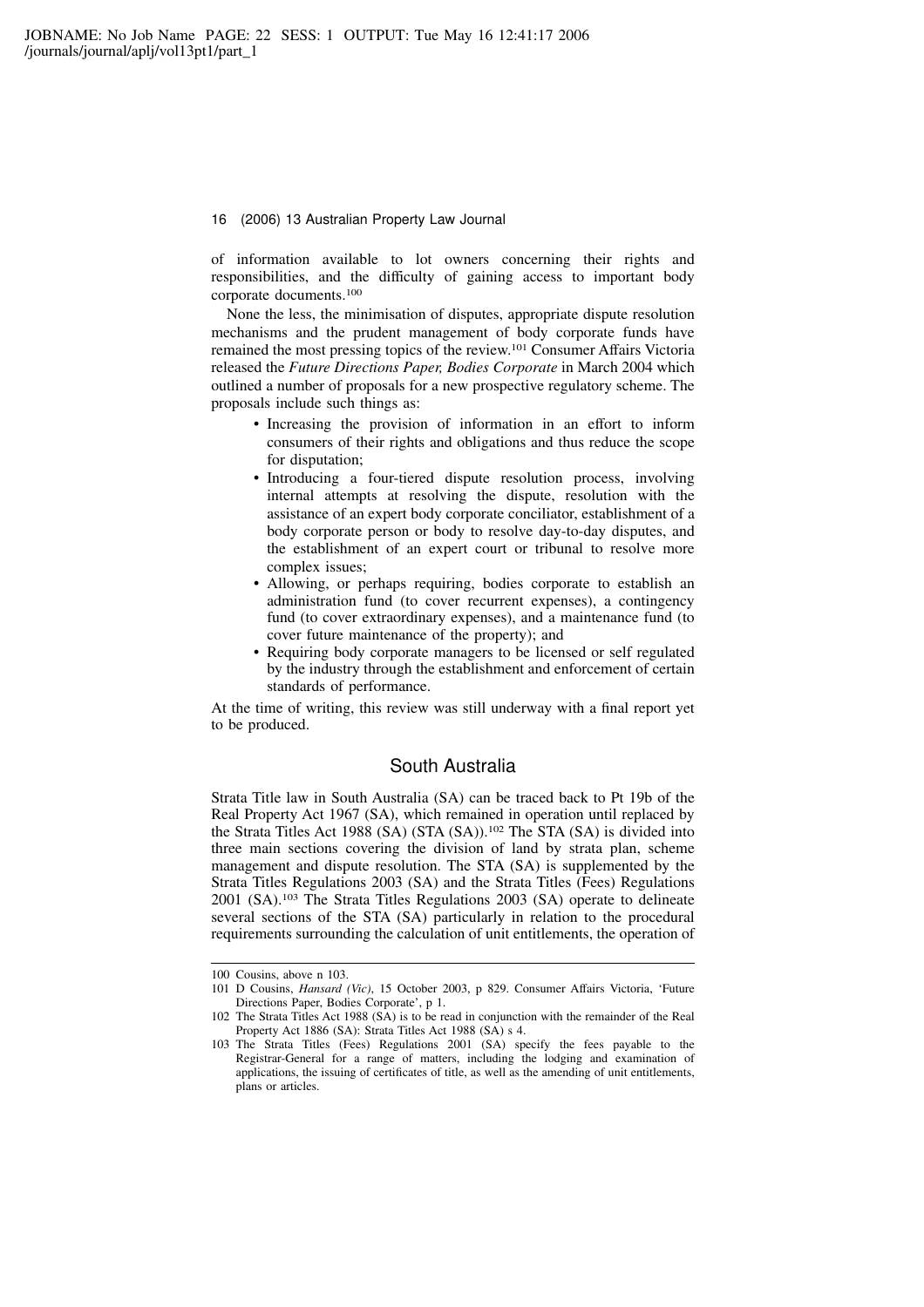of information available to lot owners concerning their rights and responsibilities, and the difficulty of gaining access to important body corporate documents.[100]

None the less, the minimisation of disputes, appropriate dispute resolution mechanisms and the prudent management of body corporate funds have remained the most pressing topics of the review.[101] Consumer Affairs Victoria released the *Future Directions Paper, Bodies Corporate* in March 2004 which outlined a number of proposals for a new prospective regulatory scheme. The proposals include such things as:

- Increasing the provision of information in an effort to inform consumers of their rights and obligations and thus reduce the scope for disputation;
- Introducing a four-tiered dispute resolution process, involving internal attempts at resolving the dispute, resolution with the assistance of an expert body corporate conciliator, establishment of a body corporate person or body to resolve day-to-day disputes, and the establishment of an expert court or tribunal to resolve more complex issues;
- Allowing, or perhaps requiring, bodies corporate to establish an administration fund (to cover recurrent expenses), a contingency fund (to cover extraordinary expenses), and a maintenance fund (to cover future maintenance of the property); and
- Requiring body corporate managers to be licensed or self regulated by the industry through the establishment and enforcement of certain standards of performance.

At the time of writing, this review was still underway with a final report yet to be produced.

## South Australia

Strata Title law in South Australia (SA) can be traced back to Pt 19b of the Real Property Act 1967 (SA), which remained in operation until replaced by the Strata Titles Act 1988 (SA) (STA (SA)).[102] The STA (SA) is divided into three main sections covering the division of land by strata plan, scheme management and dispute resolution. The STA (SA) is supplemented by the Strata Titles Regulations 2003 (SA) and the Strata Titles (Fees) Regulations 2001 (SA).[103] The Strata Titles Regulations 2003 (SA) operate to delineate several sections of the STA (SA) particularly in relation to the procedural requirements surrounding the calculation of unit entitlements, the operation of

---

100 Cousins, above n 103.

101 D Cousins, *Hansard (Vic)*, 15 October 2003, p 829. Consumer Affairs Victoria, 'Future Directions Paper, Bodies Corporate', p 1.

102 The Strata Titles Act 1988 (SA) is to be read in conjunction with the remainder of the Real Property Act 1886 (SA): Strata Titles Act 1988 (SA) s 4.

103 The Strata Titles (Fees) Regulations 2001 (SA) specify the fees payable to the Registrar-General for a range of matters, including the lodging and examination of applications, the issuing of certificates of title, as well as the amending of unit entitlements, plans or articles.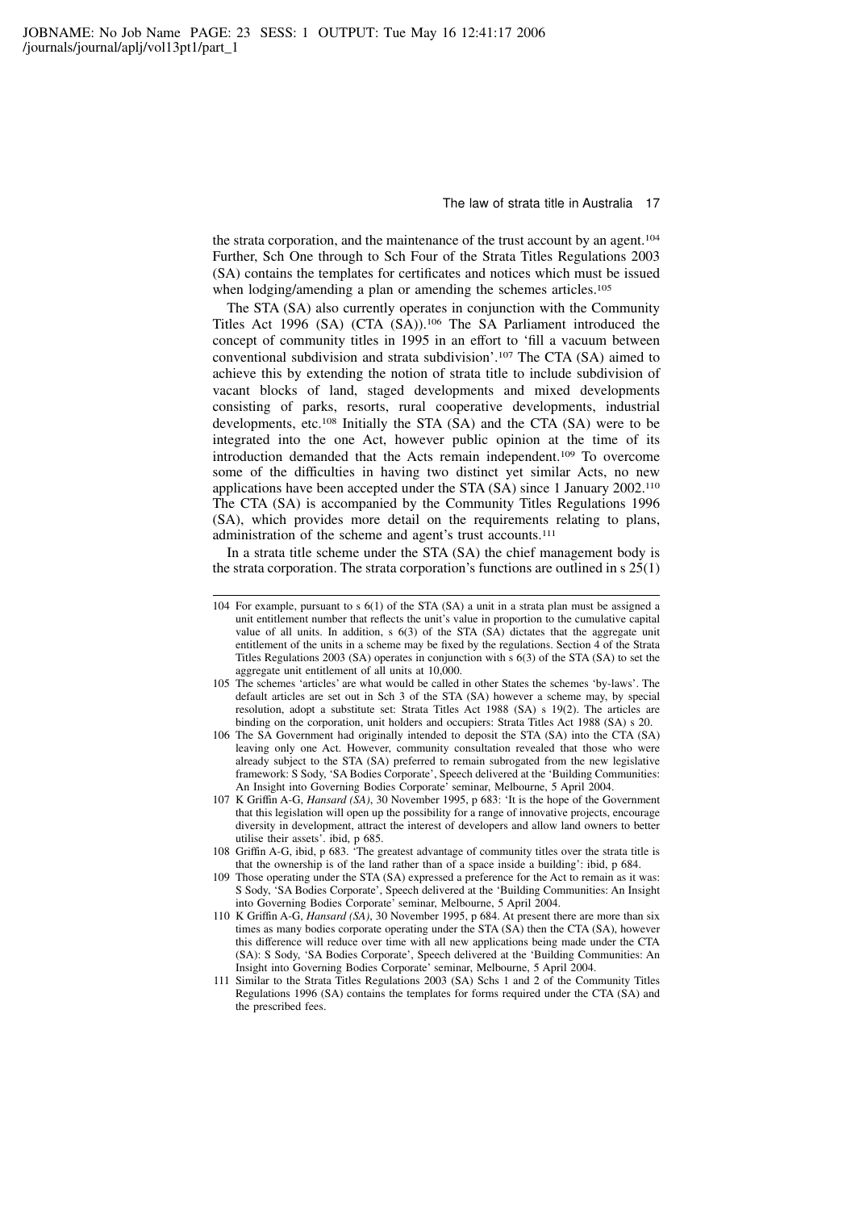the strata corporation, and the maintenance of the trust account by an agent.[104] Further, Sch One through to Sch Four of the Strata Titles Regulations 2003 (SA) contains the templates for certificates and notices which must be issued when lodging/amending a plan or amending the schemes articles.[105]

The STA (SA) also currently operates in conjunction with the Community Titles Act 1996 (SA) (CTA (SA)).[106] The SA Parliament introduced the concept of community titles in 1995 in an effort to 'fill a vacuum between conventional subdivision and strata subdivision'.[107] The CTA (SA) aimed to achieve this by extending the notion of strata title to include subdivision of vacant blocks of land, staged developments and mixed developments consisting of parks, resorts, rural cooperative developments, industrial developments, etc.[108] Initially the STA (SA) and the CTA (SA) were to be integrated into the one Act, however public opinion at the time of its introduction demanded that the Acts remain independent.[109] To overcome some of the difficulties in having two distinct yet similar Acts, no new applications have been accepted under the STA (SA) since 1 January 2002.[110] The CTA (SA) is accompanied by the Community Titles Regulations 1996 (SA), which provides more detail on the requirements relating to plans, administration of the scheme and agent's trust accounts.[111]

In a strata title scheme under the STA (SA) the chief management body is the strata corporation. The strata corporation's functions are outlined in s 25(1)

---

104 For example, pursuant to s 6(1) of the STA (SA) a unit in a strata plan must be assigned a unit entitlement number that reflects the unit's value in proportion to the cumulative capital value of all units. In addition, s 6(3) of the STA (SA) dictates that the aggregate unit entitlement of the units in a scheme may be fixed by the regulations. Section 4 of the Strata Titles Regulations 2003 (SA) operates in conjunction with s 6(3) of the STA (SA) to set the aggregate unit entitlement of all units at 10,000.

105 The schemes 'articles' are what would be called in other States the schemes 'by-laws'. The default articles are set out in Sch 3 of the STA (SA) however a scheme may, by special resolution, adopt a substitute set: Strata Titles Act 1988 (SA) s 19(2). The articles are binding on the corporation, unit holders and occupiers: Strata Titles Act 1988 (SA) s 20.

106 The SA Government had originally intended to deposit the STA (SA) into the CTA (SA) leaving only one Act. However, community consultation revealed that those who were already subject to the STA (SA) preferred to remain subrogated from the new legislative framework: S Sody, 'SA Bodies Corporate', Speech delivered at the 'Building Communities: An Insight into Governing Bodies Corporate' seminar, Melbourne, 5 April 2004.

107 K Griffin A-G, *Hansard (SA)*, 30 November 1995, p 683: 'It is the hope of the Government that this legislation will open up the possibility for a range of innovative projects, encourage diversity in development, attract the interest of developers and allow land owners to better utilise their assets'. ibid, p 685.

108 Griffin A-G, ibid, p 683. 'The greatest advantage of community titles over the strata title is that the ownership is of the land rather than of a space inside a building': ibid, p 684.

109 Those operating under the STA (SA) expressed a preference for the Act to remain as it was: S Sody, 'SA Bodies Corporate', Speech delivered at the 'Building Communities: An Insight into Governing Bodies Corporate' seminar, Melbourne, 5 April 2004.

110 K Griffin A-G, *Hansard (SA)*, 30 November 1995, p 684. At present there are more than six times as many bodies corporate operating under the STA (SA) then the CTA (SA), however this difference will reduce over time with all new applications being made under the CTA (SA): S Sody, 'SA Bodies Corporate', Speech delivered at the 'Building Communities: An Insight into Governing Bodies Corporate' seminar, Melbourne, 5 April 2004.

111 Similar to the Strata Titles Regulations 2003 (SA) Schs 1 and 2 of the Community Titles Regulations 1996 (SA) contains the templates for forms required under the CTA (SA) and the prescribed fees.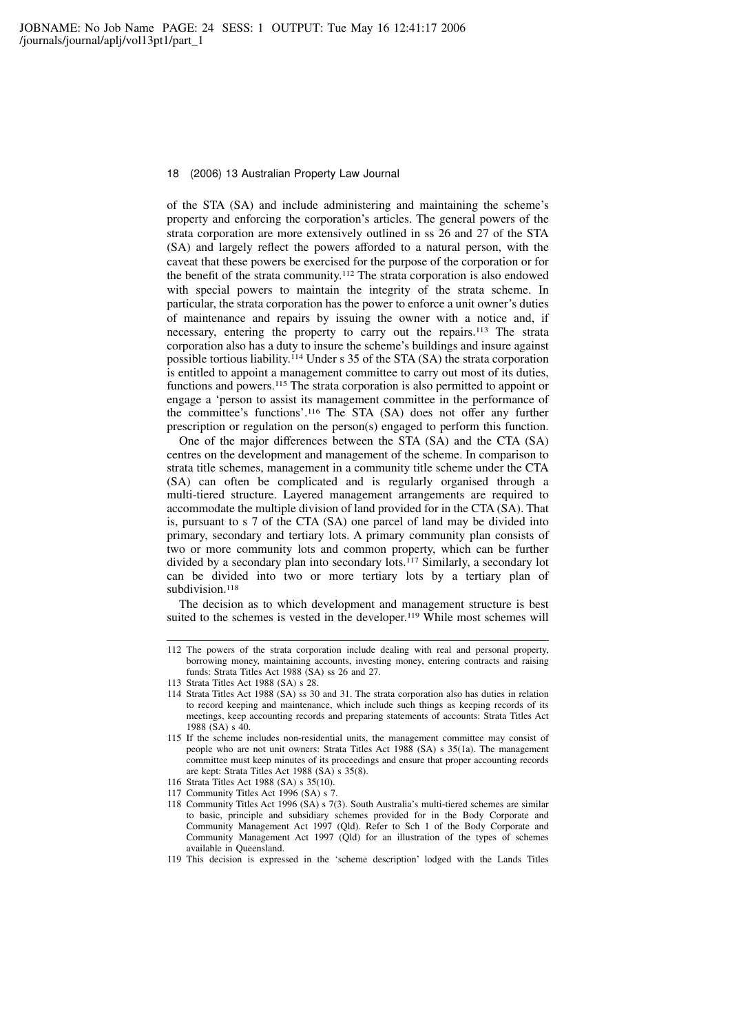of the STA (SA) and include administering and maintaining the scheme's property and enforcing the corporation's articles. The general powers of the strata corporation are more extensively outlined in ss 26 and 27 of the STA (SA) and largely reflect the powers afforded to a natural person, with the caveat that these powers be exercised for the purpose of the corporation or for the benefit of the strata community.[112] The strata corporation is also endowed with special powers to maintain the integrity of the strata scheme. In particular, the strata corporation has the power to enforce a unit owner's duties of maintenance and repairs by issuing the owner with a notice and, if necessary, entering the property to carry out the repairs.[113] The strata corporation also has a duty to insure the scheme's buildings and insure against possible tortious liability.[114] Under s 35 of the STA (SA) the strata corporation is entitled to appoint a management committee to carry out most of its duties, functions and powers.[115] The strata corporation is also permitted to appoint or engage a 'person to assist its management committee in the performance of the committee's functions'.[116] The STA (SA) does not offer any further prescription or regulation on the person(s) engaged to perform this function.

One of the major differences between the STA (SA) and the CTA (SA) centres on the development and management of the scheme. In comparison to strata title schemes, management in a community title scheme under the CTA (SA) can often be complicated and is regularly organised through a multi-tiered structure. Layered management arrangements are required to accommodate the multiple division of land provided for in the CTA (SA). That is, pursuant to s 7 of the CTA (SA) one parcel of land may be divided into primary, secondary and tertiary lots. A primary community plan consists of two or more community lots and common property, which can be further divided by a secondary plan into secondary lots.[117] Similarly, a secondary lot can be divided into two or more tertiary lots by a tertiary plan of subdivision.[118]

The decision as to which development and management structure is best suited to the schemes is vested in the developer.[119] While most schemes will

---

112 The powers of the strata corporation include dealing with real and personal property, borrowing money, maintaining accounts, investing money, entering contracts and raising funds: Strata Titles Act 1988 (SA) ss 26 and 27.

113 Strata Titles Act 1988 (SA) s 28.

114 Strata Titles Act 1988 (SA) ss 30 and 31. The strata corporation also has duties in relation to record keeping and maintenance, which include such things as keeping records of its meetings, keep accounting records and preparing statements of accounts: Strata Titles Act 1988 (SA) s 40.

115 If the scheme includes non-residential units, the management committee may consist of people who are not unit owners: Strata Titles Act 1988 (SA) s 35(1a). The management committee must keep minutes of its proceedings and ensure that proper accounting records are kept: Strata Titles Act 1988 (SA) s 35(8).

116 Strata Titles Act 1988 (SA) s 35(10).

117 Community Titles Act 1996 (SA) s 7.

118 Community Titles Act 1996 (SA) s 7(3). South Australia's multi-tiered schemes are similar to basic, principle and subsidiary schemes provided for in the Body Corporate and Community Management Act 1997 (Qld). Refer to Sch 1 of the Body Corporate and Community Management Act 1997 (Qld) for an illustration of the types of schemes available in Queensland.

119 This decision is expressed in the 'scheme description' lodged with the Lands Titles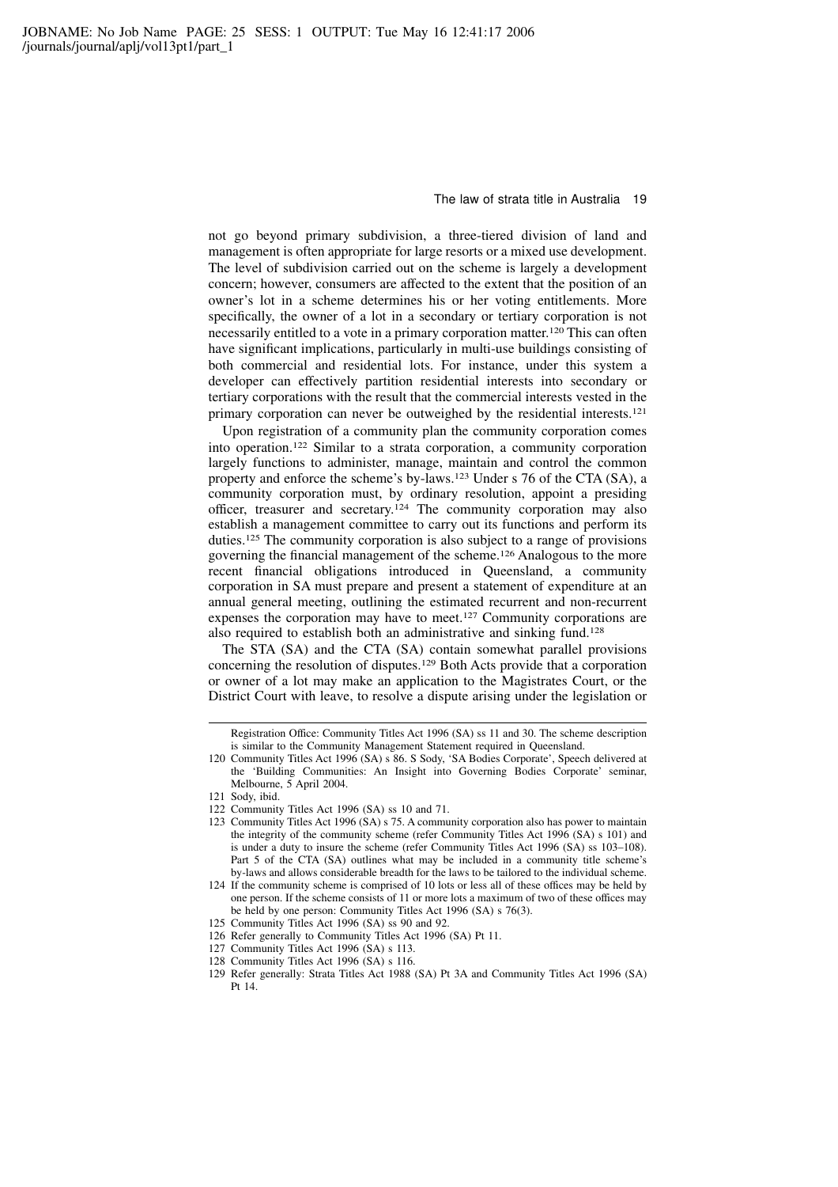not go beyond primary subdivision, a three-tiered division of land and management is often appropriate for large resorts or a mixed use development. The level of subdivision carried out on the scheme is largely a development concern; however, consumers are affected to the extent that the position of an owner's lot in a scheme determines his or her voting entitlements. More specifically, the owner of a lot in a secondary or tertiary corporation is not necessarily entitled to a vote in a primary corporation matter.[120] This can often have significant implications, particularly in multi-use buildings consisting of both commercial and residential lots. For instance, under this system a developer can effectively partition residential interests into secondary or tertiary corporations with the result that the commercial interests vested in the primary corporation can never be outweighed by the residential interests.[121]

Upon registration of a community plan the community corporation comes into operation.[122] Similar to a strata corporation, a community corporation largely functions to administer, manage, maintain and control the common property and enforce the scheme's by-laws.[123] Under s 76 of the CTA (SA), a community corporation must, by ordinary resolution, appoint a presiding officer, treasurer and secretary.[124] The community corporation may also establish a management committee to carry out its functions and perform its duties.[125] The community corporation is also subject to a range of provisions governing the financial management of the scheme.[126] Analogous to the more recent financial obligations introduced in Queensland, a community corporation in SA must prepare and present a statement of expenditure at an annual general meeting, outlining the estimated recurrent and non-recurrent expenses the corporation may have to meet.[127] Community corporations are also required to establish both an administrative and sinking fund.[128]

The STA (SA) and the CTA (SA) contain somewhat parallel provisions concerning the resolution of disputes.[129] Both Acts provide that a corporation or owner of a lot may make an application to the Magistrates Court, or the District Court with leave, to resolve a dispute arising under the legislation or

---

Registration Office: Community Titles Act 1996 (SA) ss 11 and 30. The scheme description is similar to the Community Management Statement required in Queensland.

120 Community Titles Act 1996 (SA) s 86. S Sody, 'SA Bodies Corporate', Speech delivered at the 'Building Communities: An Insight into Governing Bodies Corporate' seminar, Melbourne, 5 April 2004.

121 Sody, ibid.

122 Community Titles Act 1996 (SA) ss 10 and 71.

123 Community Titles Act 1996 (SA) s 75. A community corporation also has power to maintain the integrity of the community scheme (refer Community Titles Act 1996 (SA) s 101) and is under a duty to insure the scheme (refer Community Titles Act 1996 (SA) ss 103–108). Part 5 of the CTA (SA) outlines what may be included in a community title scheme's by-laws and allows considerable breadth for the laws to be tailored to the individual scheme.

124 If the community scheme is comprised of 10 lots or less all of these offices may be held by one person. If the scheme consists of 11 or more lots a maximum of two of these offices may be held by one person: Community Titles Act 1996 (SA) s 76(3).

125 Community Titles Act 1996 (SA) ss 90 and 92.

126 Refer generally to Community Titles Act 1996 (SA) Pt 11.

127 Community Titles Act 1996 (SA) s 113.

128 Community Titles Act 1996 (SA) s 116.

129 Refer generally: Strata Titles Act 1988 (SA) Pt 3A and Community Titles Act 1996 (SA) Pt 14.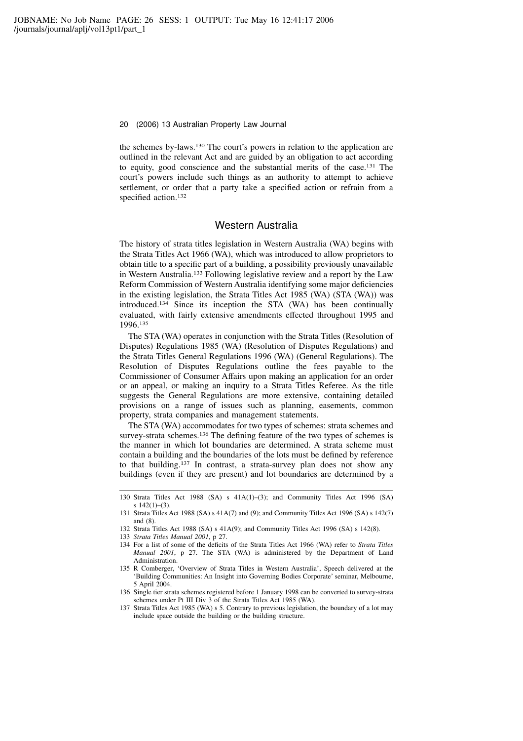the schemes by-laws.[130] The court's powers in relation to the application are outlined in the relevant Act and are guided by an obligation to act according to equity, good conscience and the substantial merits of the case.[131] The court's powers include such things as an authority to attempt to achieve settlement, or order that a party take a specified action or refrain from a specified action.[132]

## Western Australia

The history of strata titles legislation in Western Australia (WA) begins with the Strata Titles Act 1966 (WA), which was introduced to allow proprietors to obtain title to a specific part of a building, a possibility previously unavailable in Western Australia.[133] Following legislative review and a report by the Law Reform Commission of Western Australia identifying some major deficiencies in the existing legislation, the Strata Titles Act 1985 (WA) (STA (WA)) was introduced.[134] Since its inception the STA (WA) has been continually evaluated, with fairly extensive amendments effected throughout 1995 and 1996.[135]

The STA (WA) operates in conjunction with the Strata Titles (Resolution of Disputes) Regulations 1985 (WA) (Resolution of Disputes Regulations) and the Strata Titles General Regulations 1996 (WA) (General Regulations). The Resolution of Disputes Regulations outline the fees payable to the Commissioner of Consumer Affairs upon making an application for an order or an appeal, or making an inquiry to a Strata Titles Referee. As the title suggests the General Regulations are more extensive, containing detailed provisions on a range of issues such as planning, easements, common property, strata companies and management statements.

The STA (WA) accommodates for two types of schemes: strata schemes and survey-strata schemes.[136] The defining feature of the two types of schemes is the manner in which lot boundaries are determined. A strata scheme must contain a building and the boundaries of the lots must be defined by reference to that building.[137] In contrast, a strata-survey plan does not show any buildings (even if they are present) and lot boundaries are determined by a

---

130 Strata Titles Act 1988 (SA) s 41A(1)–(3); and Community Titles Act 1996 (SA) s 142(1)–(3).

131 Strata Titles Act 1988 (SA) s 41A(7) and (9); and Community Titles Act 1996 (SA) s 142(7) and (8).

132 Strata Titles Act 1988 (SA) s 41A(9); and Community Titles Act 1996 (SA) s 142(8).

133 *Strata Titles Manual 2001*, p 27.

134 For a list of some of the deficits of the Strata Titles Act 1966 (WA) refer to *Strata Titles Manual 2001*, p 27. The STA (WA) is administered by the Department of Land Administration.

135 R Comberger, 'Overview of Strata Titles in Western Australia', Speech delivered at the 'Building Communities: An Insight into Governing Bodies Corporate' seminar, Melbourne, 5 April 2004.

136 Single tier strata schemes registered before 1 January 1998 can be converted to survey-strata schemes under Pt III Div 3 of the Strata Titles Act 1985 (WA).

137 Strata Titles Act 1985 (WA) s 5. Contrary to previous legislation, the boundary of a lot may include space outside the building or the building structure.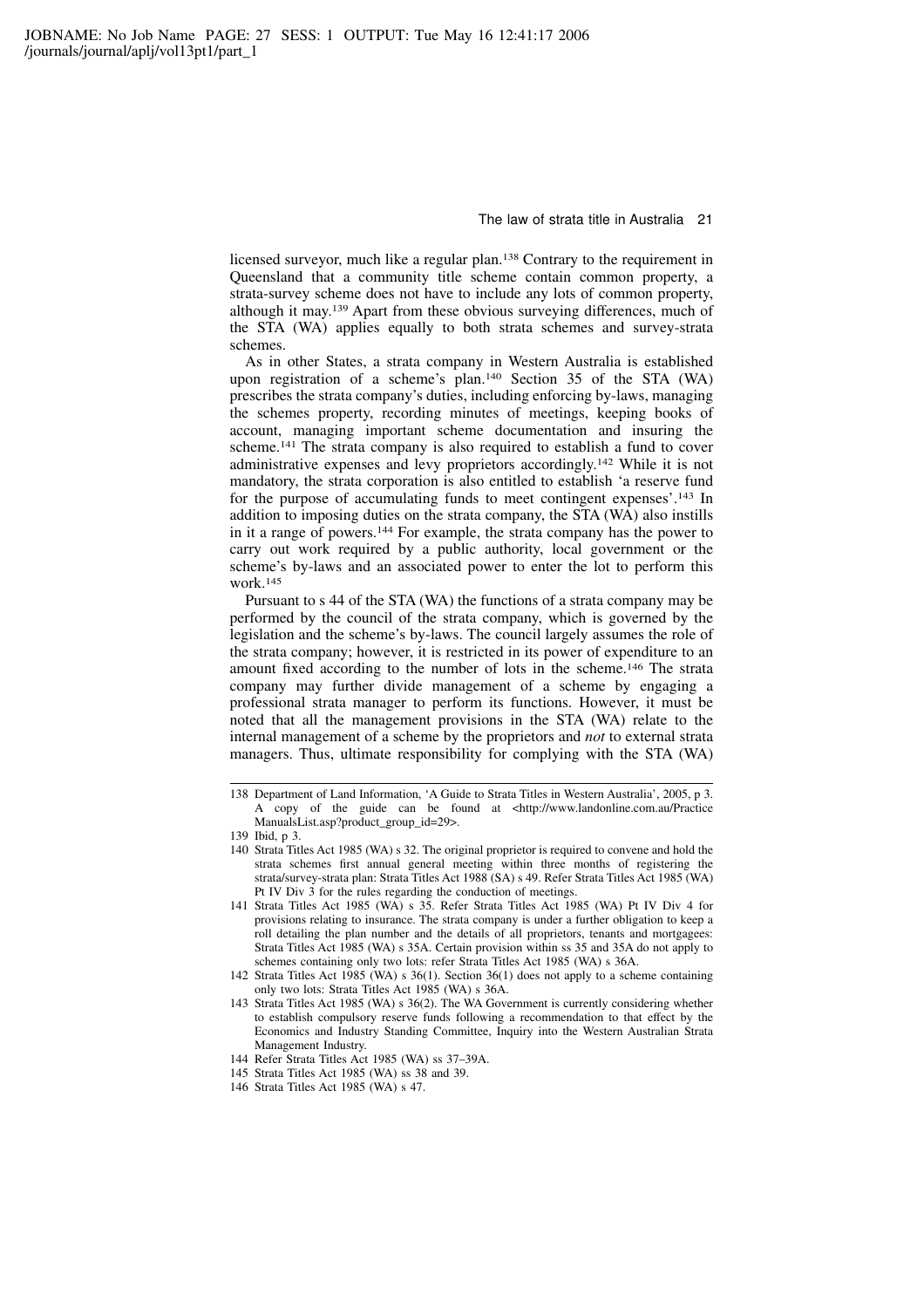licensed surveyor, much like a regular plan.[138] Contrary to the requirement in Queensland that a community title scheme contain common property, a strata-survey scheme does not have to include any lots of common property, although it may.[139] Apart from these obvious surveying differences, much of the STA (WA) applies equally to both strata schemes and survey-strata schemes.

As in other States, a strata company in Western Australia is established upon registration of a scheme's plan.[140] Section 35 of the STA (WA) prescribes the strata company's duties, including enforcing by-laws, managing the schemes property, recording minutes of meetings, keeping books of account, managing important scheme documentation and insuring the scheme.[141] The strata company is also required to establish a fund to cover administrative expenses and levy proprietors accordingly.[142] While it is not mandatory, the strata corporation is also entitled to establish 'a reserve fund for the purpose of accumulating funds to meet contingent expenses'.[143] In addition to imposing duties on the strata company, the STA (WA) also instills in it a range of powers.[144] For example, the strata company has the power to carry out work required by a public authority, local government or the scheme's by-laws and an associated power to enter the lot to perform this work.[145]

Pursuant to s 44 of the STA (WA) the functions of a strata company may be performed by the council of the strata company, which is governed by the legislation and the scheme's by-laws. The council largely assumes the role of the strata company; however, it is restricted in its power of expenditure to an amount fixed according to the number of lots in the scheme.[146] The strata company may further divide management of a scheme by engaging a professional strata manager to perform its functions. However, it must be noted that all the management provisions in the STA (WA) relate to the internal management of a scheme by the proprietors and *not* to external strata managers. Thus, ultimate responsibility for complying with the STA (WA)

---

138 Department of Land Information, 'A Guide to Strata Titles in Western Australia', 2005, p 3. A copy of the guide can be found at <http://www.landonline.com.au/PracticeManualsList.asp?product_group_id=29>.

139 Ibid, p 3.

140 Strata Titles Act 1985 (WA) s 32. The original proprietor is required to convene and hold the strata schemes first annual general meeting within three months of registering the strata/survey-strata plan: Strata Titles Act 1988 (SA) s 49. Refer Strata Titles Act 1985 (WA) Pt IV Div 3 for the rules regarding the conduction of meetings.

141 Strata Titles Act 1985 (WA) s 35. Refer Strata Titles Act 1985 (WA) Pt IV Div 4 for provisions relating to insurance. The strata company is under a further obligation to keep a roll detailing the plan number and the details of all proprietors, tenants and mortgagees: Strata Titles Act 1985 (WA) s 35A. Certain provision within ss 35 and 35A do not apply to schemes containing only two lots: refer Strata Titles Act 1985 (WA) s 36A.

142 Strata Titles Act 1985 (WA) s 36(1). Section 36(1) does not apply to a scheme containing only two lots: Strata Titles Act 1985 (WA) s 36A.

143 Strata Titles Act 1985 (WA) s 36(2). The WA Government is currently considering whether to establish compulsory reserve funds following a recommendation to that effect by the Economics and Industry Standing Committee, Inquiry into the Western Australian Strata Management Industry.

144 Refer Strata Titles Act 1985 (WA) ss 37–39A.

145 Strata Titles Act 1985 (WA) ss 38 and 39.

146 Strata Titles Act 1985 (WA) s 47.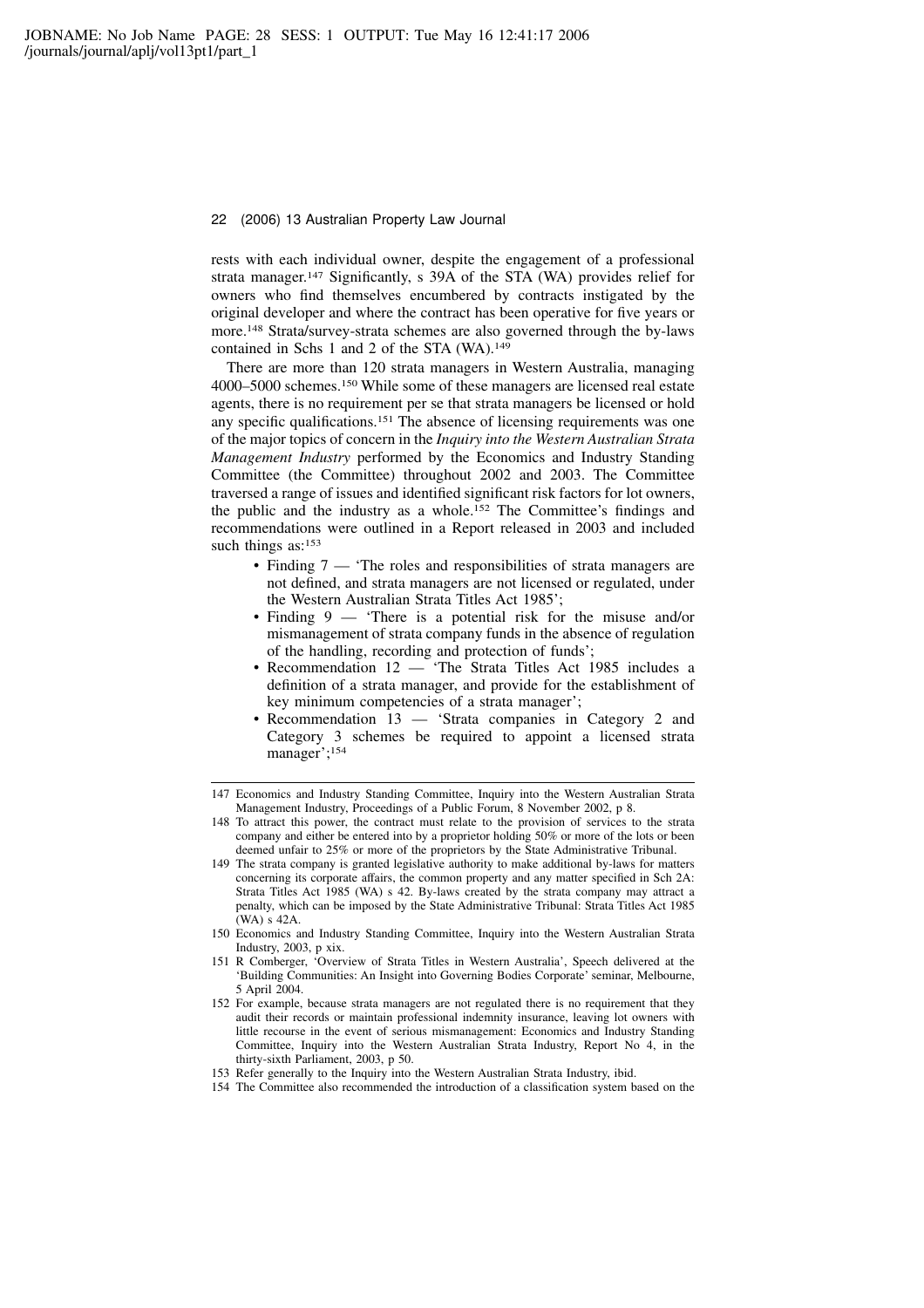rests with each individual owner, despite the engagement of a professional strata manager.[147] Significantly, s 39A of the STA (WA) provides relief for owners who find themselves encumbered by contracts instigated by the original developer and where the contract has been operative for five years or more.[148] Strata/survey-strata schemes are also governed through the by-laws contained in Schs 1 and 2 of the STA (WA).[149]

There are more than 120 strata managers in Western Australia, managing 4000–5000 schemes.[150] While some of these managers are licensed real estate agents, there is no requirement per se that strata managers be licensed or hold any specific qualifications.[151] The absence of licensing requirements was one of the major topics of concern in the *Inquiry into the Western Australian Strata Management Industry* performed by the Economics and Industry Standing Committee (the Committee) throughout 2002 and 2003. The Committee traversed a range of issues and identified significant risk factors for lot owners, the public and the industry as a whole.[152] The Committee's findings and recommendations were outlined in a Report released in 2003 and included such things as:[153]

- Finding 7 — 'The roles and responsibilities of strata managers are not defined, and strata managers are not licensed or regulated, under the Western Australian Strata Titles Act 1985';
- Finding 9 — 'There is a potential risk for the misuse and/or mismanagement of strata company funds in the absence of regulation of the handling, recording and protection of funds';
- Recommendation 12 — 'The Strata Titles Act 1985 includes a definition of a strata manager, and provide for the establishment of key minimum competencies of a strata manager';
- Recommendation 13 — 'Strata companies in Category 2 and Category 3 schemes be required to appoint a licensed strata manager';[154]

---

147 Economics and Industry Standing Committee, Inquiry into the Western Australian Strata Management Industry, Proceedings of a Public Forum, 8 November 2002, p 8.

148 To attract this power, the contract must relate to the provision of services to the strata company and either be entered into by a proprietor holding 50% or more of the lots or been deemed unfair to 25% or more of the proprietors by the State Administrative Tribunal.

149 The strata company is granted legislative authority to make additional by-laws for matters concerning its corporate affairs, the common property and any matter specified in Sch 2A: Strata Titles Act 1985 (WA) s 42. By-laws created by the strata company may attract a penalty, which can be imposed by the State Administrative Tribunal: Strata Titles Act 1985 (WA) s 42A.

150 Economics and Industry Standing Committee, Inquiry into the Western Australian Strata Industry, 2003, p xix.

151 R Comberger, 'Overview of Strata Titles in Western Australia', Speech delivered at the 'Building Communities: An Insight into Governing Bodies Corporate' seminar, Melbourne, 5 April 2004.

152 For example, because strata managers are not regulated there is no requirement that they audit their records or maintain professional indemnity insurance, leaving lot owners with little recourse in the event of serious mismanagement: Economics and Industry Standing Committee, Inquiry into the Western Australian Strata Industry, Report No 4, in the thirty-sixth Parliament, 2003, p 50.

153 Refer generally to the Inquiry into the Western Australian Strata Industry, ibid.

154 The Committee also recommended the introduction of a classification system based on the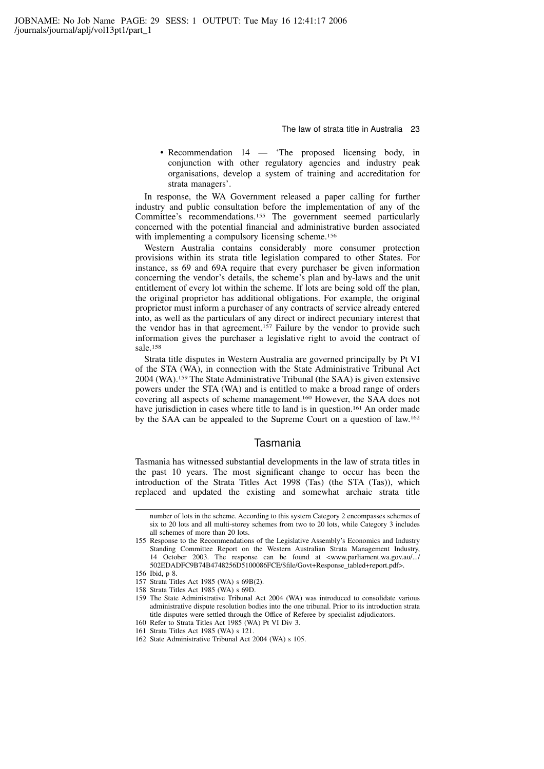- Recommendation 14 — 'The proposed licensing body, in conjunction with other regulatory agencies and industry peak organisations, develop a system of training and accreditation for strata managers'.

In response, the WA Government released a paper calling for further industry and public consultation before the implementation of any of the Committee's recommendations.[155] The government seemed particularly concerned with the potential financial and administrative burden associated with implementing a compulsory licensing scheme.[156]

Western Australia contains considerably more consumer protection provisions within its strata title legislation compared to other States. For instance, ss 69 and 69A require that every purchaser be given information concerning the vendor's details, the scheme's plan and by-laws and the unit entitlement of every lot within the scheme. If lots are being sold off the plan, the original proprietor has additional obligations. For example, the original proprietor must inform a purchaser of any contracts of service already entered into, as well as the particulars of any direct or indirect pecuniary interest that the vendor has in that agreement.[157] Failure by the vendor to provide such information gives the purchaser a legislative right to avoid the contract of sale.[158]

Strata title disputes in Western Australia are governed principally by Pt VI of the STA (WA), in connection with the State Administrative Tribunal Act 2004 (WA).[159] The State Administrative Tribunal (the SAA) is given extensive powers under the STA (WA) and is entitled to make a broad range of orders covering all aspects of scheme management.[160] However, the SAA does not have jurisdiction in cases where title to land is in question.[161] An order made by the SAA can be appealed to the Supreme Court on a question of law.[162]

## Tasmania

Tasmania has witnessed substantial developments in the law of strata titles in the past 10 years. The most significant change to occur has been the introduction of the Strata Titles Act 1998 (Tas) (the STA (Tas)), which replaced and updated the existing and somewhat archaic strata title

---

number of lots in the scheme. According to this system Category 2 encompasses schemes of six to 20 lots and all multi-storey schemes from two to 20 lots, while Category 3 includes all schemes of more than 20 lots.

155 Response to the Recommendations of the Legislative Assembly's Economics and Industry Standing Committee Report on the Western Australian Strata Management Industry, 14 October 2003. The response can be found at <www.parliament.wa.gov.au/.../502EDADFC9B74B4748256D5100086FCE/$file/Govt+Response_tabled+report.pdf>.

156 Ibid, p 8.

157 Strata Titles Act 1985 (WA) s 69B(2).

158 Strata Titles Act 1985 (WA) s 69D.

159 The State Administrative Tribunal Act 2004 (WA) was introduced to consolidate various administrative dispute resolution bodies into the one tribunal. Prior to its introduction strata title disputes were settled through the Office of Referee by specialist adjudicators.

160 Refer to Strata Titles Act 1985 (WA) Pt VI Div 3.

161 Strata Titles Act 1985 (WA) s 121.

162 State Administrative Tribunal Act 2004 (WA) s 105.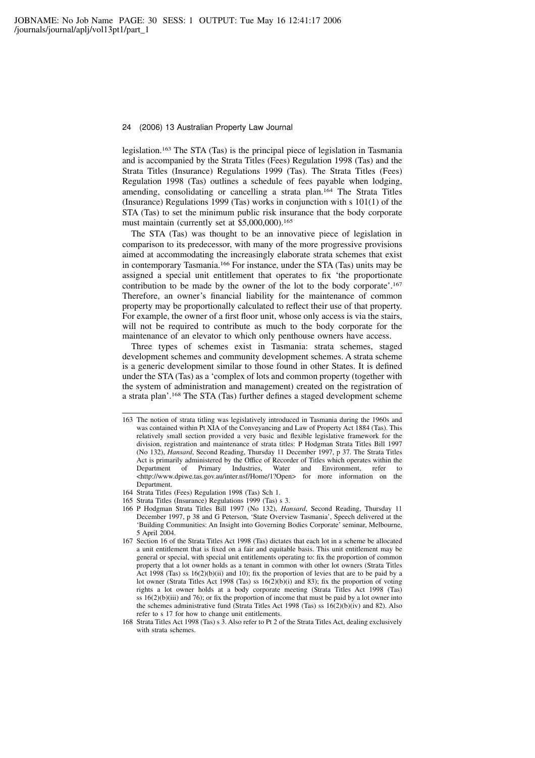legislation.[163] The STA (Tas) is the principal piece of legislation in Tasmania and is accompanied by the Strata Titles (Fees) Regulation 1998 (Tas) and the Strata Titles (Insurance) Regulations 1999 (Tas). The Strata Titles (Fees) Regulation 1998 (Tas) outlines a schedule of fees payable when lodging, amending, consolidating or cancelling a strata plan.[164] The Strata Titles (Insurance) Regulations 1999 (Tas) works in conjunction with s 101(1) of the STA (Tas) to set the minimum public risk insurance that the body corporate must maintain (currently set at $5,000,000).[165]

The STA (Tas) was thought to be an innovative piece of legislation in comparison to its predecessor, with many of the more progressive provisions aimed at accommodating the increasingly elaborate strata schemes that exist in contemporary Tasmania.[166] For instance, under the STA (Tas) units may be assigned a special unit entitlement that operates to fix 'the proportionate contribution to be made by the owner of the lot to the body corporate'.[167] Therefore, an owner's financial liability for the maintenance of common property may be proportionally calculated to reflect their use of that property. For example, the owner of a first floor unit, whose only access is via the stairs, will not be required to contribute as much to the body corporate for the maintenance of an elevator to which only penthouse owners have access.

Three types of schemes exist in Tasmania: strata schemes, staged development schemes and community development schemes. A strata scheme is a generic development similar to those found in other States. It is defined under the STA (Tas) as a 'complex of lots and common property (together with the system of administration and management) created on the registration of a strata plan'.[168] The STA (Tas) further defines a staged development scheme

---

163 The notion of strata titling was legislatively introduced in Tasmania during the 1960s and was contained within Pt XIA of the Conveyancing and Law of Property Act 1884 (Tas). This relatively small section provided a very basic and flexible legislative framework for the division, registration and maintenance of strata titles: P Hodgman Strata Titles Bill 1997 (No 132), *Hansard*, Second Reading, Thursday 11 December 1997, p 37. The Strata Titles Act is primarily administered by the Office of Recorder of Titles which operates within the Department of Primary Industries, Water and Environment, refer to <http://www.dpiwe.tas.gov.au/inter.nsf/Home/1?Open> for more information on the Department.

164 Strata Titles (Fees) Regulation 1998 (Tas) Sch 1.

165 Strata Titles (Insurance) Regulations 1999 (Tas) s 3.

166 P Hodgman Strata Titles Bill 1997 (No 132), *Hansard*, Second Reading, Thursday 11 December 1997, p 38 and G Peterson, 'State Overview Tasmania', Speech delivered at the 'Building Communities: An Insight into Governing Bodies Corporate' seminar, Melbourne, 5 April 2004.

167 Section 16 of the Strata Titles Act 1998 (Tas) dictates that each lot in a scheme be allocated a unit entitlement that is fixed on a fair and equitable basis. This unit entitlement may be general or special, with special unit entitlements operating to: fix the proportion of common property that a lot owner holds as a tenant in common with other lot owners (Strata Titles Act 1998 (Tas) ss 16(2)(b)(ii) and 10); fix the proportion of levies that are to be paid by a lot owner (Strata Titles Act 1998 (Tas) ss 16(2)(b)(i) and 83); fix the proportion of voting rights a lot owner holds at a body corporate meeting (Strata Titles Act 1998 (Tas) ss 16(2)(b)(iii) and 76); or fix the proportion of income that must be paid by a lot owner into the schemes administrative fund (Strata Titles Act 1998 (Tas) ss 16(2)(b)(iv) and 82). Also refer to s 17 for how to change unit entitlements.

168 Strata Titles Act 1998 (Tas) s 3. Also refer to Pt 2 of the Strata Titles Act, dealing exclusively with strata schemes.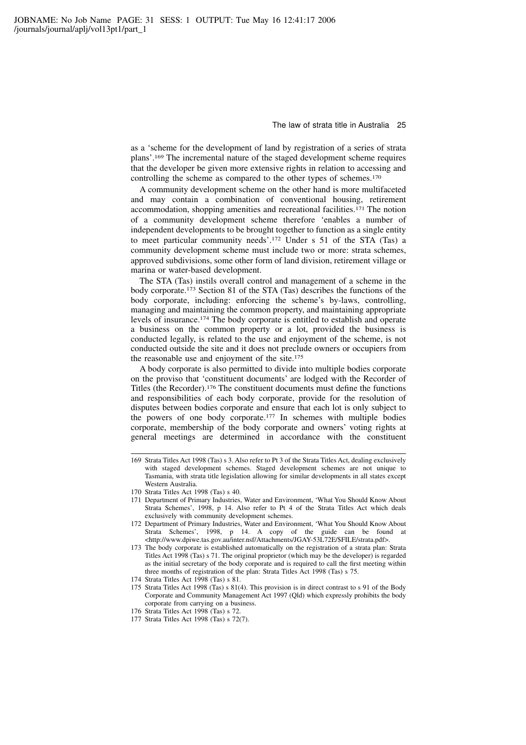as a 'scheme for the development of land by registration of a series of strata plans'.[169] The incremental nature of the staged development scheme requires that the developer be given more extensive rights in relation to accessing and controlling the scheme as compared to the other types of schemes.[170]

A community development scheme on the other hand is more multifaceted and may contain a combination of conventional housing, retirement accommodation, shopping amenities and recreational facilities.[171] The notion of a community development scheme therefore 'enables a number of independent developments to be brought together to function as a single entity to meet particular community needs'.[172] Under s 51 of the STA (Tas) a community development scheme must include two or more: strata schemes, approved subdivisions, some other form of land division, retirement village or marina or water-based development.

The STA (Tas) instils overall control and management of a scheme in the body corporate.[173] Section 81 of the STA (Tas) describes the functions of the body corporate, including: enforcing the scheme's by-laws, controlling, managing and maintaining the common property, and maintaining appropriate levels of insurance.[174] The body corporate is entitled to establish and operate a business on the common property or a lot, provided the business is conducted legally, is related to the use and enjoyment of the scheme, is not conducted outside the site and it does not preclude owners or occupiers from the reasonable use and enjoyment of the site.[175]

A body corporate is also permitted to divide into multiple bodies corporate on the proviso that 'constituent documents' are lodged with the Recorder of Titles (the Recorder).[176] The constituent documents must define the functions and responsibilities of each body corporate, provide for the resolution of disputes between bodies corporate and ensure that each lot is only subject to the powers of one body corporate.[177] In schemes with multiple bodies corporate, membership of the body corporate and owners' voting rights at general meetings are determined in accordance with the constituent

---

169 Strata Titles Act 1998 (Tas) s 3. Also refer to Pt 3 of the Strata Titles Act, dealing exclusively with staged development schemes. Staged development schemes are not unique to Tasmania, with strata title legislation allowing for similar developments in all states except Western Australia.

170 Strata Titles Act 1998 (Tas) s 40.

171 Department of Primary Industries, Water and Environment, 'What You Should Know About Strata Schemes', 1998, p 14. Also refer to Pt 4 of the Strata Titles Act which deals exclusively with community development schemes.

172 Department of Primary Industries, Water and Environment, 'What You Should Know About Strata Schemes', 1998, p 14. A copy of the guide can be found at <http://www.dpiwe.tas.gov.au/inter.nsf/Attachments/JGAY-53L72E/$FILE/strata.pdf>.

173 The body corporate is established automatically on the registration of a strata plan: Strata Titles Act 1998 (Tas) s 71. The original proprietor (which may be the developer) is regarded as the initial secretary of the body corporate and is required to call the first meeting within three months of registration of the plan: Strata Titles Act 1998 (Tas) s 75.

174 Strata Titles Act 1998 (Tas) s 81.

175 Strata Titles Act 1998 (Tas) s 81(4). This provision is in direct contrast to s 91 of the Body Corporate and Community Management Act 1997 (Qld) which expressly prohibits the body corporate from carrying on a business.

176 Strata Titles Act 1998 (Tas) s 72.

177 Strata Titles Act 1998 (Tas) s 72(7).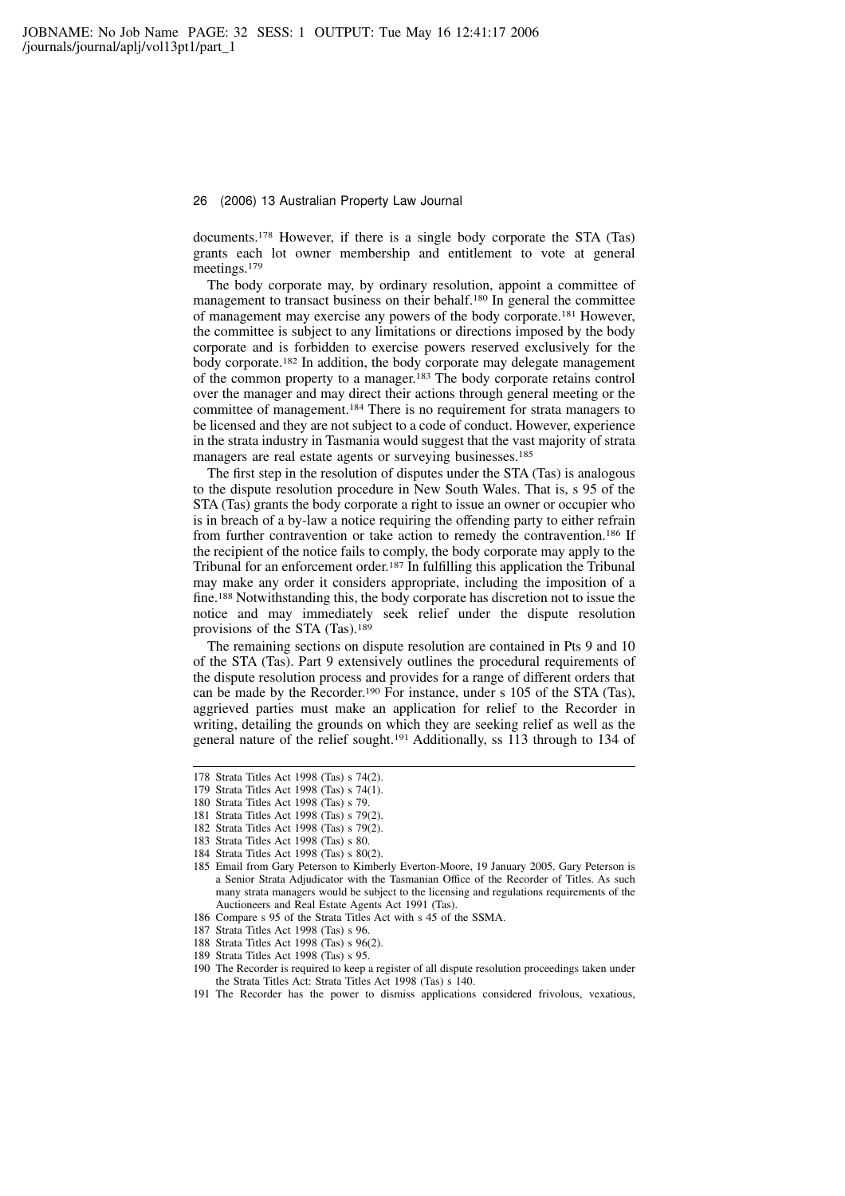documents.[178] However, if there is a single body corporate the STA (Tas) grants each lot owner membership and entitlement to vote at general meetings.[179]

The body corporate may, by ordinary resolution, appoint a committee of management to transact business on their behalf.[180] In general the committee of management may exercise any powers of the body corporate.[181] However, the committee is subject to any limitations or directions imposed by the body corporate and is forbidden to exercise powers reserved exclusively for the body corporate.[182] In addition, the body corporate may delegate management of the common property to a manager.[183] The body corporate retains control over the manager and may direct their actions through general meeting or the committee of management.[184] There is no requirement for strata managers to be licensed and they are not subject to a code of conduct. However, experience in the strata industry in Tasmania would suggest that the vast majority of strata managers are real estate agents or surveying businesses.[185]

The first step in the resolution of disputes under the STA (Tas) is analogous to the dispute resolution procedure in New South Wales. That is, s 95 of the STA (Tas) grants the body corporate a right to issue an owner or occupier who is in breach of a by-law a notice requiring the offending party to either refrain from further contravention or take action to remedy the contravention.[186] If the recipient of the notice fails to comply, the body corporate may apply to the Tribunal for an enforcement order.[187] In fulfilling this application the Tribunal may make any order it considers appropriate, including the imposition of a fine.[188] Notwithstanding this, the body corporate has discretion not to issue the notice and may immediately seek relief under the dispute resolution provisions of the STA (Tas).[189]

The remaining sections on dispute resolution are contained in Pts 9 and 10 of the STA (Tas). Part 9 extensively outlines the procedural requirements of the dispute resolution process and provides for a range of different orders that can be made by the Recorder.[190] For instance, under s 105 of the STA (Tas), aggrieved parties must make an application for relief to the Recorder in writing, detailing the grounds on which they are seeking relief as well as the general nature of the relief sought.[191] Additionally, ss 113 through to 134 of

---

178 Strata Titles Act 1998 (Tas) s 74(2).

179 Strata Titles Act 1998 (Tas) s 74(1).

180 Strata Titles Act 1998 (Tas) s 79.

181 Strata Titles Act 1998 (Tas) s 79(2).

182 Strata Titles Act 1998 (Tas) s 79(2).

183 Strata Titles Act 1998 (Tas) s 80.

184 Strata Titles Act 1998 (Tas) s 80(2).

185 Email from Gary Peterson to Kimberly Everton-Moore, 19 January 2005. Gary Peterson is a Senior Strata Adjudicator with the Tasmanian Office of the Recorder of Titles. As such many strata managers would be subject to the licensing and regulations requirements of the Auctioneers and Real Estate Agents Act 1991 (Tas).

186 Compare s 95 of the Strata Titles Act with s 45 of the SSMA.

187 Strata Titles Act 1998 (Tas) s 96.

188 Strata Titles Act 1998 (Tas) s 96(2).

189 Strata Titles Act 1998 (Tas) s 95.

190 The Recorder is required to keep a register of all dispute resolution proceedings taken under the Strata Titles Act: Strata Titles Act 1998 (Tas) s 140.

191 The Recorder has the power to dismiss applications considered frivolous, vexatious,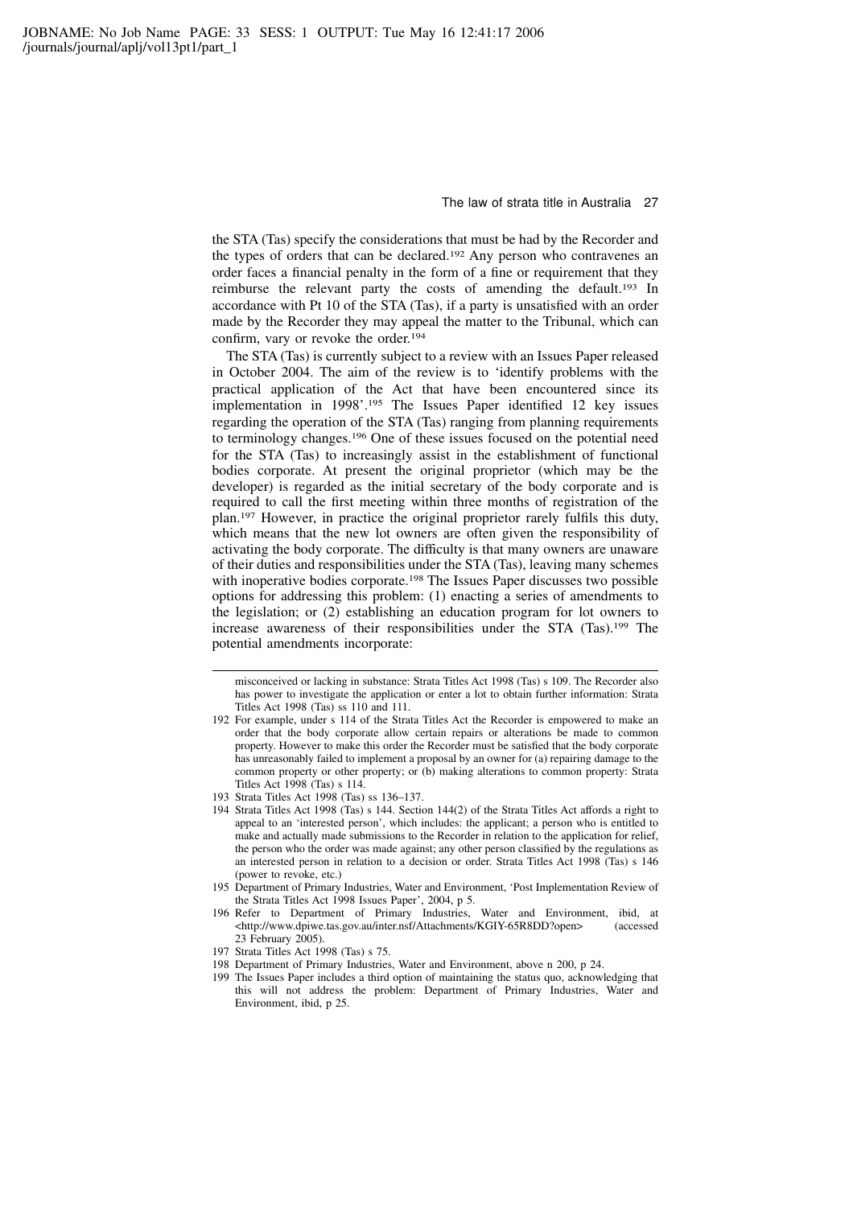the STA (Tas) specify the considerations that must be had by the Recorder and the types of orders that can be declared.[192] Any person who contravenes an order faces a financial penalty in the form of a fine or requirement that they reimburse the relevant party the costs of amending the default.[193] In accordance with Pt 10 of the STA (Tas), if a party is unsatisfied with an order made by the Recorder they may appeal the matter to the Tribunal, which can confirm, vary or revoke the order.[194]

The STA (Tas) is currently subject to a review with an Issues Paper released in October 2004. The aim of the review is to 'identify problems with the practical application of the Act that have been encountered since its implementation in 1998'.[195] The Issues Paper identified 12 key issues regarding the operation of the STA (Tas) ranging from planning requirements to terminology changes.[196] One of these issues focused on the potential need for the STA (Tas) to increasingly assist in the establishment of functional bodies corporate. At present the original proprietor (which may be the developer) is regarded as the initial secretary of the body corporate and is required to call the first meeting within three months of registration of the plan.[197] However, in practice the original proprietor rarely fulfils this duty, which means that the new lot owners are often given the responsibility of activating the body corporate. The difficulty is that many owners are unaware of their duties and responsibilities under the STA (Tas), leaving many schemes with inoperative bodies corporate.[198] The Issues Paper discusses two possible options for addressing this problem: (1) enacting a series of amendments to the legislation; or (2) establishing an education program for lot owners to increase awareness of their responsibilities under the STA (Tas).[199] The potential amendments incorporate:

---

misconceived or lacking in substance: Strata Titles Act 1998 (Tas) s 109. The Recorder also has power to investigate the application or enter a lot to obtain further information: Strata Titles Act 1998 (Tas) ss 110 and 111.

192 For example, under s 114 of the Strata Titles Act the Recorder is empowered to make an order that the body corporate allow certain repairs or alterations be made to common property. However to make this order the Recorder must be satisfied that the body corporate has unreasonably failed to implement a proposal by an owner for (a) repairing damage to the common property or other property; or (b) making alterations to common property: Strata Titles Act 1998 (Tas) s 114.

193 Strata Titles Act 1998 (Tas) ss 136–137.

194 Strata Titles Act 1998 (Tas) s 144. Section 144(2) of the Strata Titles Act affords a right to appeal to an 'interested person', which includes: the applicant; a person who is entitled to make and actually made submissions to the Recorder in relation to the application for relief, the person who the order was made against; any other person classified by the regulations as an interested person in relation to a decision or order. Strata Titles Act 1998 (Tas) s 146 (power to revoke, etc.)

195 Department of Primary Industries, Water and Environment, 'Post Implementation Review of the Strata Titles Act 1998 Issues Paper', 2004, p 5.

196 Refer to Department of Primary Industries, Water and Environment, ibid, at <http://www.dpiwe.tas.gov.au/inter.nsf/Attachments/KGIY-65R8DD?open> (accessed 23 February 2005).

197 Strata Titles Act 1998 (Tas) s 75.

198 Department of Primary Industries, Water and Environment, above n 200, p 24.

199 The Issues Paper includes a third option of maintaining the status quo, acknowledging that this will not address the problem: Department of Primary Industries, Water and Environment, ibid, p 25.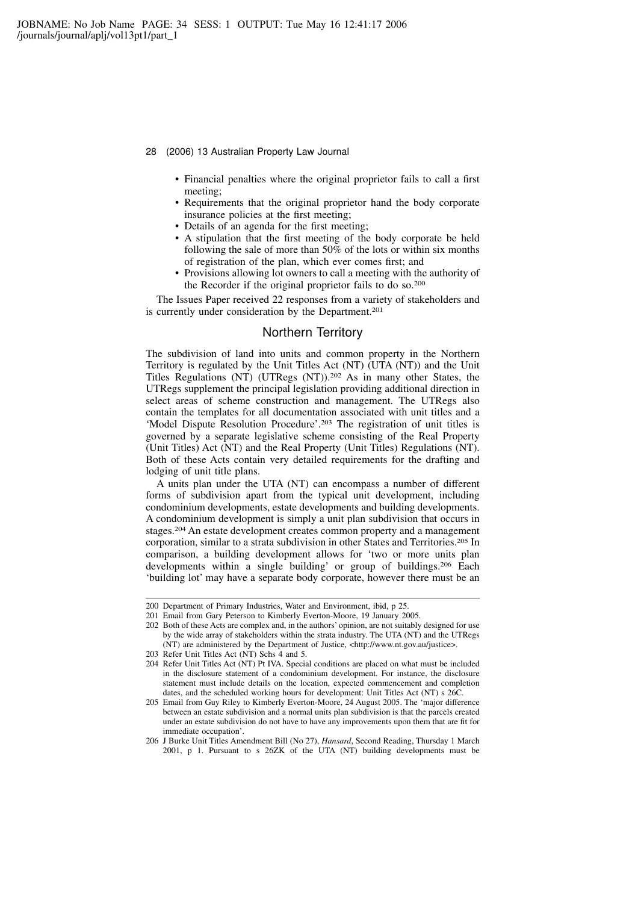- Financial penalties where the original proprietor fails to call a first meeting;
- Requirements that the original proprietor hand the body corporate insurance policies at the first meeting;
- Details of an agenda for the first meeting;
- A stipulation that the first meeting of the body corporate be held following the sale of more than 50% of the lots or within six months of registration of the plan, which ever comes first; and
- Provisions allowing lot owners to call a meeting with the authority of the Recorder if the original proprietor fails to do so.[200]

The Issues Paper received 22 responses from a variety of stakeholders and is currently under consideration by the Department.[201]

## Northern Territory

The subdivision of land into units and common property in the Northern Territory is regulated by the Unit Titles Act (NT) (UTA (NT)) and the Unit Titles Regulations (NT) (UTRegs (NT)).[202] As in many other States, the UTRegs supplement the principal legislation providing additional direction in select areas of scheme construction and management. The UTRegs also contain the templates for all documentation associated with unit titles and a 'Model Dispute Resolution Procedure'.[203] The registration of unit titles is governed by a separate legislative scheme consisting of the Real Property (Unit Titles) Act (NT) and the Real Property (Unit Titles) Regulations (NT). Both of these Acts contain very detailed requirements for the drafting and lodging of unit title plans.

A units plan under the UTA (NT) can encompass a number of different forms of subdivision apart from the typical unit development, including condominium developments, estate developments and building developments. A condominium development is simply a unit plan subdivision that occurs in stages.[204] An estate development creates common property and a management corporation, similar to a strata subdivision in other States and Territories.[205] In comparison, a building development allows for 'two or more units plan developments within a single building' or group of buildings.[206] Each 'building lot' may have a separate body corporate, however there must be an

---

200 Department of Primary Industries, Water and Environment, ibid, p 25.

201 Email from Gary Peterson to Kimberly Everton-Moore, 19 January 2005.

202 Both of these Acts are complex and, in the authors' opinion, are not suitably designed for use by the wide array of stakeholders within the strata industry. The UTA (NT) and the UTRegs (NT) are administered by the Department of Justice, <http://www.nt.gov.au/justice>.

203 Refer Unit Titles Act (NT) Schs 4 and 5.

204 Refer Unit Titles Act (NT) Pt IVA. Special conditions are placed on what must be included in the disclosure statement of a condominium development. For instance, the disclosure statement must include details on the location, expected commencement and completion dates, and the scheduled working hours for development: Unit Titles Act (NT) s 26C.

205 Email from Guy Riley to Kimberly Everton-Moore, 24 August 2005. The 'major difference between an estate subdivision and a normal units plan subdivision is that the parcels created under an estate subdivision do not have to have any improvements upon them that are fit for immediate occupation'.

206 J Burke Unit Titles Amendment Bill (No 27), *Hansard*, Second Reading, Thursday 1 March 2001, p 1. Pursuant to s 26ZK of the UTA (NT) building developments must be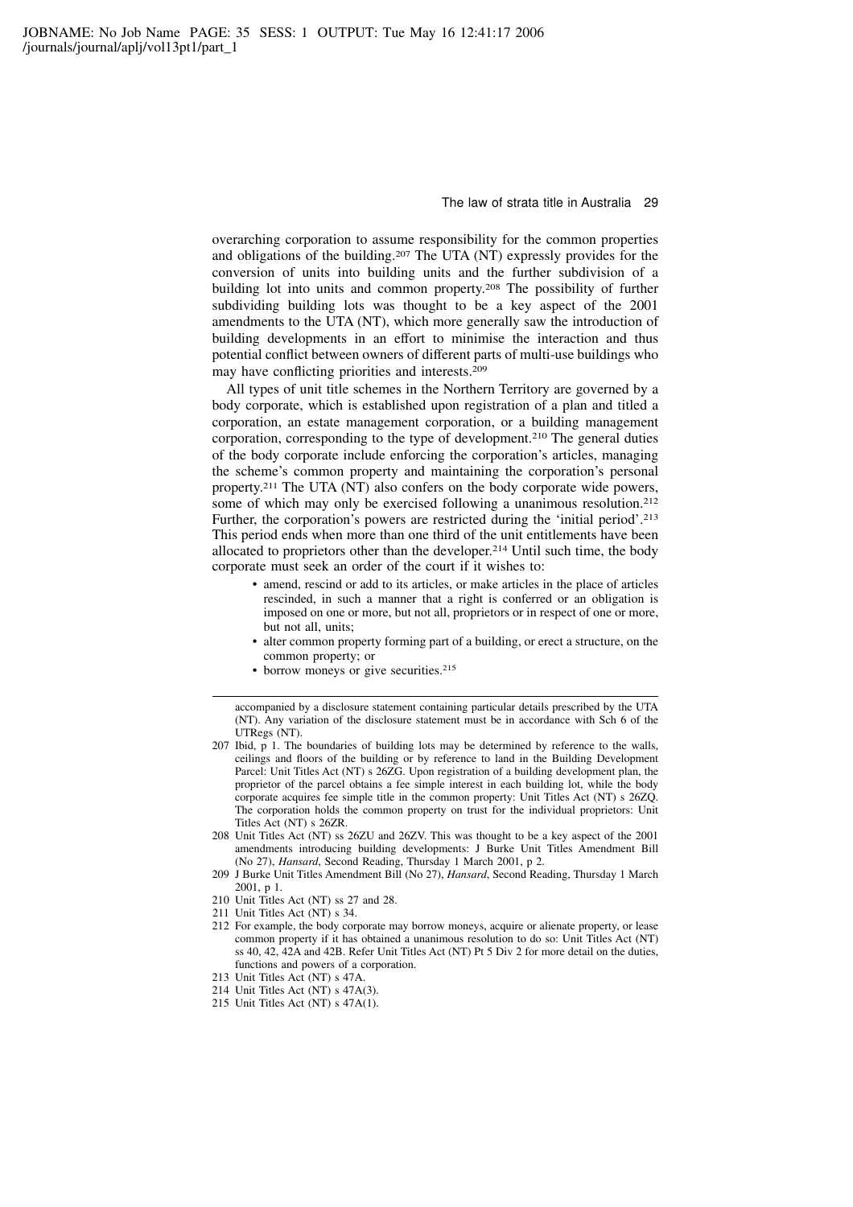overarching corporation to assume responsibility for the common properties and obligations of the building.[207] The UTA (NT) expressly provides for the conversion of units into building units and the further subdivision of a building lot into units and common property.[208] The possibility of further subdividing building lots was thought to be a key aspect of the 2001 amendments to the UTA (NT), which more generally saw the introduction of building developments in an effort to minimise the interaction and thus potential conflict between owners of different parts of multi-use buildings who may have conflicting priorities and interests.[209]

All types of unit title schemes in the Northern Territory are governed by a body corporate, which is established upon registration of a plan and titled a corporation, an estate management corporation, or a building management corporation, corresponding to the type of development.[210] The general duties of the body corporate include enforcing the corporation's articles, managing the scheme's common property and maintaining the corporation's personal property.[211] The UTA (NT) also confers on the body corporate wide powers, some of which may only be exercised following a unanimous resolution.[212] Further, the corporation's powers are restricted during the 'initial period'.[213] This period ends when more than one third of the unit entitlements have been allocated to proprietors other than the developer.[214] Until such time, the body corporate must seek an order of the court if it wishes to:

- amend, rescind or add to its articles, or make articles in the place of articles rescinded, in such a manner that a right is conferred or an obligation is imposed on one or more, but not all, proprietors or in respect of one or more, but not all, units;
- alter common property forming part of a building, or erect a structure, on the common property; or
- borrow moneys or give securities.[215]

---

accompanied by a disclosure statement containing particular details prescribed by the UTA (NT). Any variation of the disclosure statement must be in accordance with Sch 6 of the UTRegs (NT).

207 Ibid, p 1. The boundaries of building lots may be determined by reference to the walls, ceilings and floors of the building or by reference to land in the Building Development Parcel: Unit Titles Act (NT) s 26ZG. Upon registration of a building development plan, the proprietor of the parcel obtains a fee simple interest in each building lot, while the body corporate acquires fee simple title in the common property: Unit Titles Act (NT) s 26ZQ. The corporation holds the common property on trust for the individual proprietors: Unit Titles Act (NT) s 26ZR.

208 Unit Titles Act (NT) ss 26ZU and 26ZV. This was thought to be a key aspect of the 2001 amendments introducing building developments: J Burke Unit Titles Amendment Bill (No 27), *Hansard*, Second Reading, Thursday 1 March 2001, p 2.

209 J Burke Unit Titles Amendment Bill (No 27), *Hansard*, Second Reading, Thursday 1 March 2001, p 1.

210 Unit Titles Act (NT) ss 27 and 28.

211 Unit Titles Act (NT) s 34.

212 For example, the body corporate may borrow moneys, acquire or alienate property, or lease common property if it has obtained a unanimous resolution to do so: Unit Titles Act (NT) ss 40, 42, 42A and 42B. Refer Unit Titles Act (NT) Pt 5 Div 2 for more detail on the duties, functions and powers of a corporation.

213 Unit Titles Act (NT) s 47A.

214 Unit Titles Act (NT) s 47A(3).

215 Unit Titles Act (NT) s 47A(1).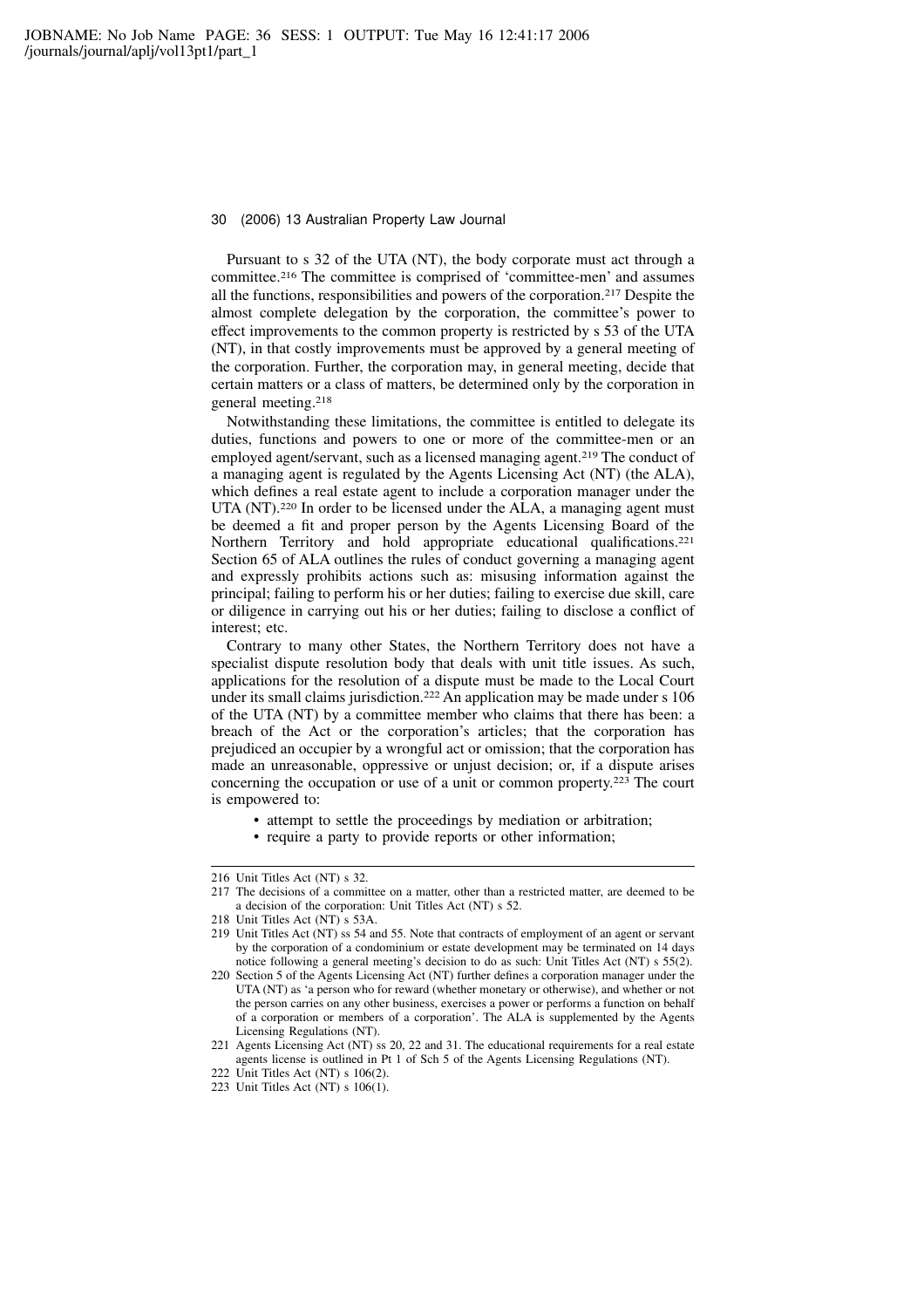Pursuant to s 32 of the UTA (NT), the body corporate must act through a committee.[216] The committee is comprised of 'committee-men' and assumes all the functions, responsibilities and powers of the corporation.[217] Despite the almost complete delegation by the corporation, the committee's power to effect improvements to the common property is restricted by s 53 of the UTA (NT), in that costly improvements must be approved by a general meeting of the corporation. Further, the corporation may, in general meeting, decide that certain matters or a class of matters, be determined only by the corporation in general meeting.[218]

Notwithstanding these limitations, the committee is entitled to delegate its duties, functions and powers to one or more of the committee-men or an employed agent/servant, such as a licensed managing agent.[219] The conduct of a managing agent is regulated by the Agents Licensing Act (NT) (the ALA), which defines a real estate agent to include a corporation manager under the UTA (NT).[220] In order to be licensed under the ALA, a managing agent must be deemed a fit and proper person by the Agents Licensing Board of the Northern Territory and hold appropriate educational qualifications.[221] Section 65 of ALA outlines the rules of conduct governing a managing agent and expressly prohibits actions such as: misusing information against the principal; failing to perform his or her duties; failing to exercise due skill, care or diligence in carrying out his or her duties; failing to disclose a conflict of interest; etc.

Contrary to many other States, the Northern Territory does not have a specialist dispute resolution body that deals with unit title issues. As such, applications for the resolution of a dispute must be made to the Local Court under its small claims jurisdiction.[222] An application may be made under s 106 of the UTA (NT) by a committee member who claims that there has been: a breach of the Act or the corporation's articles; that the corporation has prejudiced an occupier by a wrongful act or omission; that the corporation has made an unreasonable, oppressive or unjust decision; or, if a dispute arises concerning the occupation or use of a unit or common property.[223] The court is empowered to:

- attempt to settle the proceedings by mediation or arbitration;
- require a party to provide reports or other information;

---

216 Unit Titles Act (NT) s 32.

217 The decisions of a committee on a matter, other than a restricted matter, are deemed to be a decision of the corporation: Unit Titles Act (NT) s 52.

218 Unit Titles Act (NT) s 53A.

219 Unit Titles Act (NT) ss 54 and 55. Note that contracts of employment of an agent or servant by the corporation of a condominium or estate development may be terminated on 14 days notice following a general meeting's decision to do as such: Unit Titles Act (NT) s 55(2).

220 Section 5 of the Agents Licensing Act (NT) further defines a corporation manager under the UTA (NT) as 'a person who for reward (whether monetary or otherwise), and whether or not the person carries on any other business, exercises a power or performs a function on behalf of a corporation or members of a corporation'. The ALA is supplemented by the Agents Licensing Regulations (NT).

221 Agents Licensing Act (NT) ss 20, 22 and 31. The educational requirements for a real estate agents license is outlined in Pt 1 of Sch 5 of the Agents Licensing Regulations (NT).

222 Unit Titles Act (NT) s 106(2).

223 Unit Titles Act (NT) s 106(1).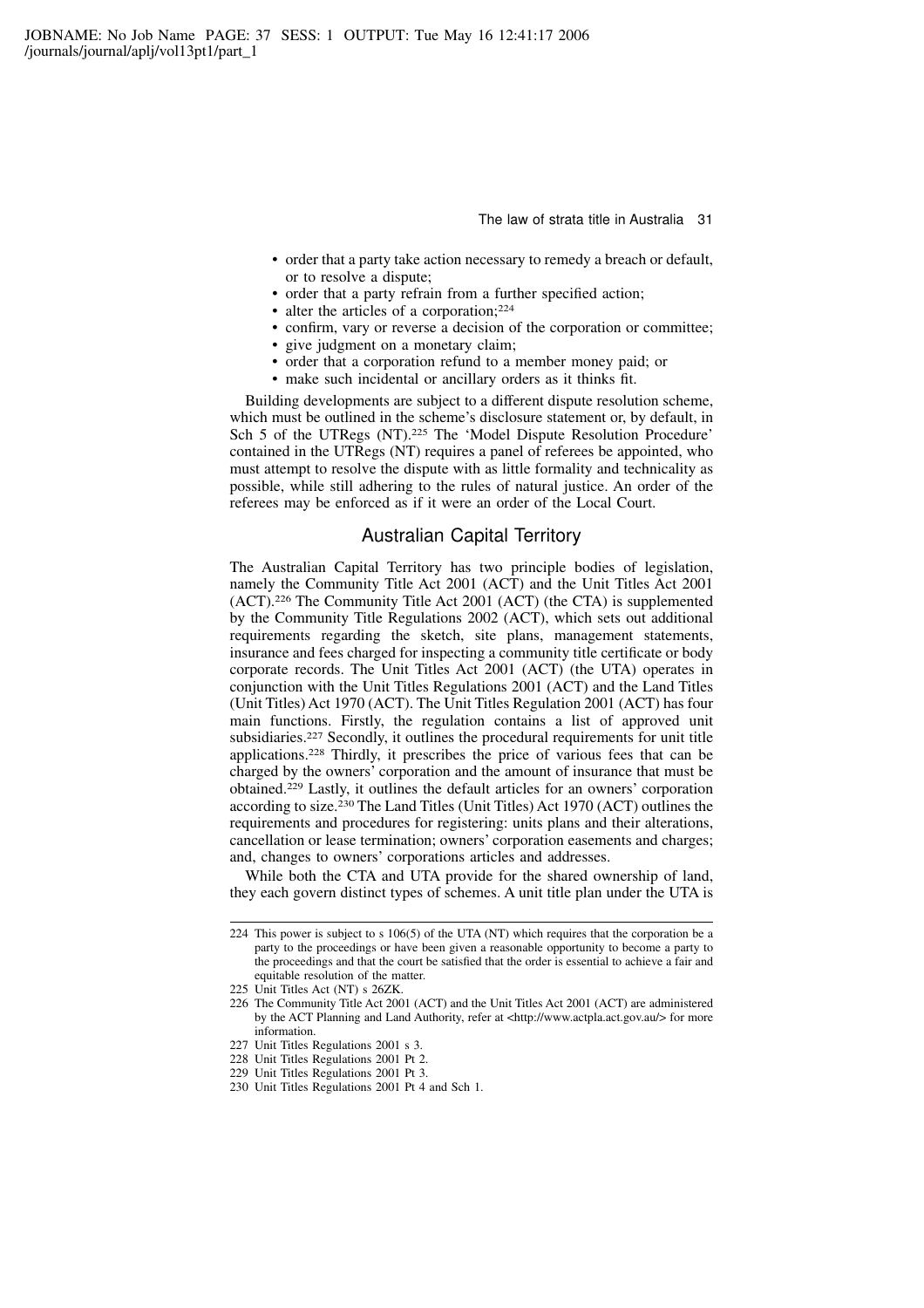- order that a party take action necessary to remedy a breach or default, or to resolve a dispute;
- order that a party refrain from a further specified action;
- alter the articles of a corporation;[224]
- confirm, vary or reverse a decision of the corporation or committee;
- give judgment on a monetary claim;
- order that a corporation refund to a member money paid; or
- make such incidental or ancillary orders as it thinks fit.

Building developments are subject to a different dispute resolution scheme, which must be outlined in the scheme's disclosure statement or, by default, in Sch 5 of the UTRegs (NT).[225] The 'Model Dispute Resolution Procedure' contained in the UTRegs (NT) requires a panel of referees be appointed, who must attempt to resolve the dispute with as little formality and technicality as possible, while still adhering to the rules of natural justice. An order of the referees may be enforced as if it were an order of the Local Court.

## Australian Capital Territory

The Australian Capital Territory has two principle bodies of legislation, namely the Community Title Act 2001 (ACT) and the Unit Titles Act 2001 (ACT).[226] The Community Title Act 2001 (ACT) (the CTA) is supplemented by the Community Title Regulations 2002 (ACT), which sets out additional requirements regarding the sketch, site plans, management statements, insurance and fees charged for inspecting a community title certificate or body corporate records. The Unit Titles Act 2001 (ACT) (the UTA) operates in conjunction with the Unit Titles Regulations 2001 (ACT) and the Land Titles (Unit Titles) Act 1970 (ACT). The Unit Titles Regulation 2001 (ACT) has four main functions. Firstly, the regulation contains a list of approved unit subsidiaries.[227] Secondly, it outlines the procedural requirements for unit title applications.[228] Thirdly, it prescribes the price of various fees that can be charged by the owners' corporation and the amount of insurance that must be obtained.[229] Lastly, it outlines the default articles for an owners' corporation according to size.[230] The Land Titles (Unit Titles) Act 1970 (ACT) outlines the requirements and procedures for registering: units plans and their alterations, cancellation or lease termination; owners' corporation easements and charges; and, changes to owners' corporations articles and addresses.

While both the CTA and UTA provide for the shared ownership of land, they each govern distinct types of schemes. A unit title plan under the UTA is

---

224 This power is subject to s 106(5) of the UTA (NT) which requires that the corporation be a party to the proceedings or have been given a reasonable opportunity to become a party to the proceedings and that the court be satisfied that the order is essential to achieve a fair and equitable resolution of the matter.

225 Unit Titles Act (NT) s 26ZK.

226 The Community Title Act 2001 (ACT) and the Unit Titles Act 2001 (ACT) are administered by the ACT Planning and Land Authority, refer at <http://www.actpla.act.gov.au/> for more information.

227 Unit Titles Regulations 2001 s 3.

228 Unit Titles Regulations 2001 Pt 2.

229 Unit Titles Regulations 2001 Pt 3.

230 Unit Titles Regulations 2001 Pt 4 and Sch 1.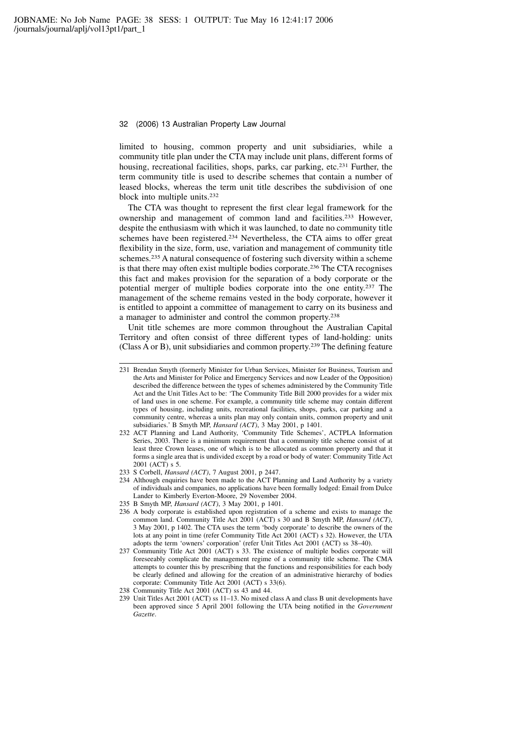limited to housing, common property and unit subsidiaries, while a community title plan under the CTA may include unit plans, different forms of housing, recreational facilities, shops, parks, car parking, etc.[231] Further, the term community title is used to describe schemes that contain a number of leased blocks, whereas the term unit title describes the subdivision of one block into multiple units.[232]

The CTA was thought to represent the first clear legal framework for the ownership and management of common land and facilities.[233] However, despite the enthusiasm with which it was launched, to date no community title schemes have been registered.[234] Nevertheless, the CTA aims to offer great flexibility in the size, form, use, variation and management of community title schemes.[235] A natural consequence of fostering such diversity within a scheme is that there may often exist multiple bodies corporate.[236] The CTA recognises this fact and makes provision for the separation of a body corporate or the potential merger of multiple bodies corporate into the one entity.[237] The management of the scheme remains vested in the body corporate, however it is entitled to appoint a committee of management to carry on its business and a manager to administer and control the common property.[238]

Unit title schemes are more common throughout the Australian Capital Territory and often consist of three different types of land-holding: units (Class A or B), unit subsidiaries and common property.[239] The defining feature

---

231 Brendan Smyth (formerly Minister for Urban Services, Minister for Business, Tourism and the Arts and Minister for Police and Emergency Services and now Leader of the Opposition) described the difference between the types of schemes administered by the Community Title Act and the Unit Titles Act to be: 'The Community Title Bill 2000 provides for a wider mix of land uses in one scheme. For example, a community title scheme may contain different types of housing, including units, recreational facilities, shops, parks, car parking and a community centre, whereas a units plan may only contain units, common property and unit subsidiaries.' B Smyth MP, *Hansard (ACT)*, 3 May 2001, p 1401.

232 ACT Planning and Land Authority, 'Community Title Schemes', ACTPLA Information Series, 2003. There is a minimum requirement that a community title scheme consist of at least three Crown leases, one of which is to be allocated as common property and that it forms a single area that is undivided except by a road or body of water: Community Title Act 2001 (ACT) s 5.

233 S Corbell, *Hansard (ACT)*, 7 August 2001, p 2447.

234 Although enquiries have been made to the ACT Planning and Land Authority by a variety of individuals and companies, no applications have been formally lodged: Email from Dulce Lander to Kimberly Everton-Moore, 29 November 2004.

235 B Smyth MP, *Hansard (ACT)*, 3 May 2001, p 1401.

236 A body corporate is established upon registration of a scheme and exists to manage the common land. Community Title Act 2001 (ACT) s 30 and B Smyth MP, *Hansard (ACT)*, 3 May 2001, p 1402. The CTA uses the term 'body corporate' to describe the owners of the lots at any point in time (refer Community Title Act 2001 (ACT) s 32). However, the UTA adopts the term 'owners' corporation' (refer Unit Titles Act 2001 (ACT) ss 38–40).

237 Community Title Act 2001 (ACT) s 33. The existence of multiple bodies corporate will foreseeably complicate the management regime of a community title scheme. The CMA attempts to counter this by prescribing that the functions and responsibilities for each body be clearly defined and allowing for the creation of an administrative hierarchy of bodies corporate: Community Title Act 2001 (ACT) s 33(6).

238 Community Title Act 2001 (ACT) ss 43 and 44.

239 Unit Titles Act 2001 (ACT) ss 11–13. No mixed class A and class B unit developments have been approved since 5 April 2001 following the UTA being notified in the *Government Gazette*.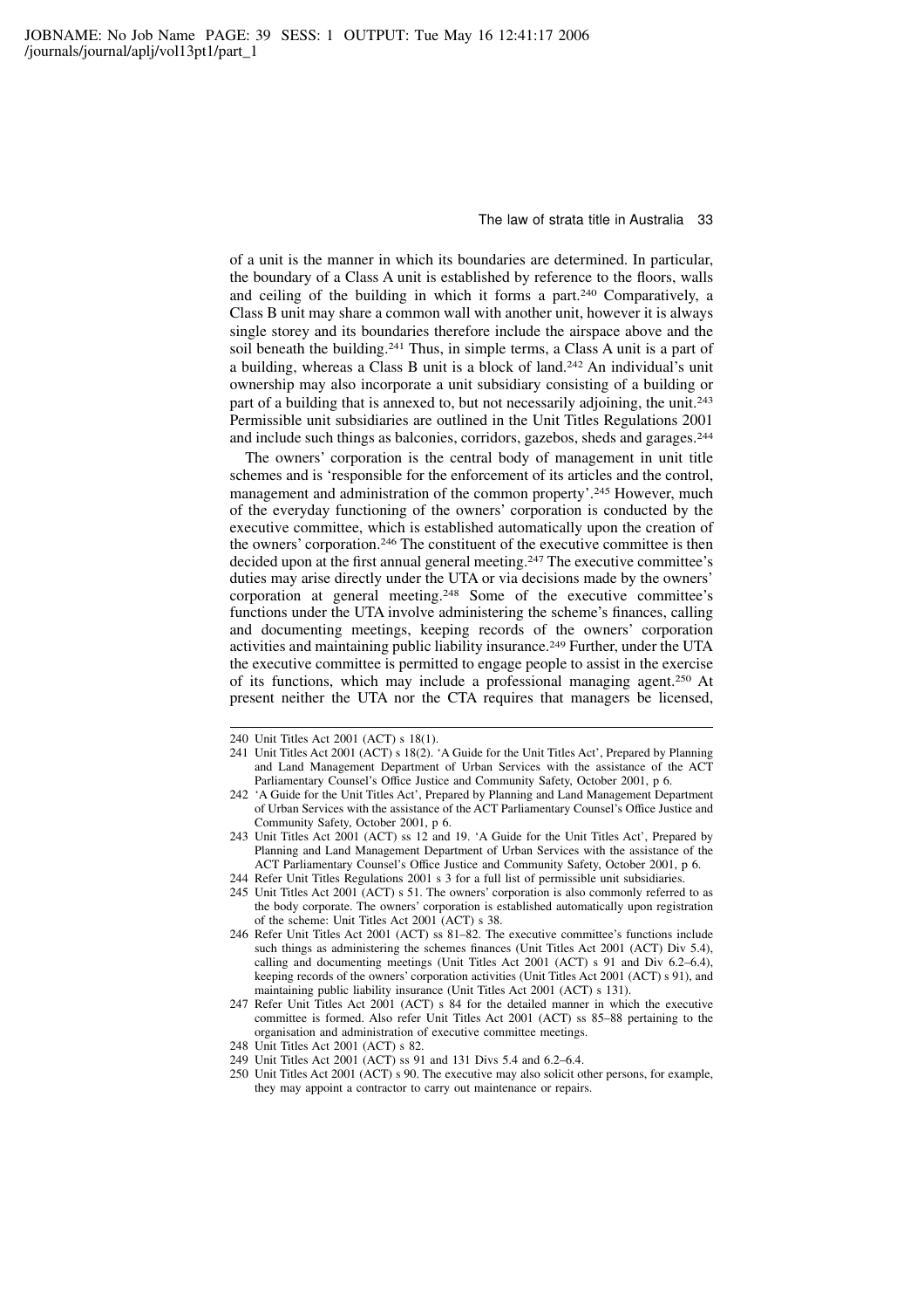of a unit is the manner in which its boundaries are determined. In particular, the boundary of a Class A unit is established by reference to the floors, walls and ceiling of the building in which it forms a part.[240] Comparatively, a Class B unit may share a common wall with another unit, however it is always single storey and its boundaries therefore include the airspace above and the soil beneath the building.[241] Thus, in simple terms, a Class A unit is a part of a building, whereas a Class B unit is a block of land.[242] An individual's unit ownership may also incorporate a unit subsidiary consisting of a building or part of a building that is annexed to, but not necessarily adjoining, the unit.[243] Permissible unit subsidiaries are outlined in the Unit Titles Regulations 2001 and include such things as balconies, corridors, gazebos, sheds and garages.[244]

The owners' corporation is the central body of management in unit title schemes and is 'responsible for the enforcement of its articles and the control, management and administration of the common property'.[245] However, much of the everyday functioning of the owners' corporation is conducted by the executive committee, which is established automatically upon the creation of the owners' corporation.[246] The constituent of the executive committee is then decided upon at the first annual general meeting.[247] The executive committee's duties may arise directly under the UTA or via decisions made by the owners' corporation at general meeting.[248] Some of the executive committee's functions under the UTA involve administering the scheme's finances, calling and documenting meetings, keeping records of the owners' corporation activities and maintaining public liability insurance.[249] Further, under the UTA the executive committee is permitted to engage people to assist in the exercise of its functions, which may include a professional managing agent.[250] At present neither the UTA nor the CTA requires that managers be licensed,

---

240 Unit Titles Act 2001 (ACT) s 18(1).

241 Unit Titles Act 2001 (ACT) s 18(2). 'A Guide for the Unit Titles Act', Prepared by Planning and Land Management Department of Urban Services with the assistance of the ACT Parliamentary Counsel's Office Justice and Community Safety, October 2001, p 6.

242 'A Guide for the Unit Titles Act', Prepared by Planning and Land Management Department of Urban Services with the assistance of the ACT Parliamentary Counsel's Office Justice and Community Safety, October 2001, p 6.

243 Unit Titles Act 2001 (ACT) ss 12 and 19. 'A Guide for the Unit Titles Act', Prepared by Planning and Land Management Department of Urban Services with the assistance of the ACT Parliamentary Counsel's Office Justice and Community Safety, October 2001, p 6.

244 Refer Unit Titles Regulations 2001 s 3 for a full list of permissible unit subsidiaries.

245 Unit Titles Act 2001 (ACT) s 51. The owners' corporation is also commonly referred to as the body corporate. The owners' corporation is established automatically upon registration of the scheme: Unit Titles Act 2001 (ACT) s 38.

246 Refer Unit Titles Act 2001 (ACT) ss 81–82. The executive committee's functions include such things as administering the schemes finances (Unit Titles Act 2001 (ACT) Div 5.4), calling and documenting meetings (Unit Titles Act 2001 (ACT) s 91 and Div 6.2–6.4), keeping records of the owners' corporation activities (Unit Titles Act 2001 (ACT) s 91), and maintaining public liability insurance (Unit Titles Act 2001 (ACT) s 131).

247 Refer Unit Titles Act 2001 (ACT) s 84 for the detailed manner in which the executive committee is formed. Also refer Unit Titles Act 2001 (ACT) ss 85–88 pertaining to the organisation and administration of executive committee meetings.

248 Unit Titles Act 2001 (ACT) s 82.

249 Unit Titles Act 2001 (ACT) ss 91 and 131 Divs 5.4 and 6.2–6.4.

250 Unit Titles Act 2001 (ACT) s 90. The executive may also solicit other persons, for example, they may appoint a contractor to carry out maintenance or repairs.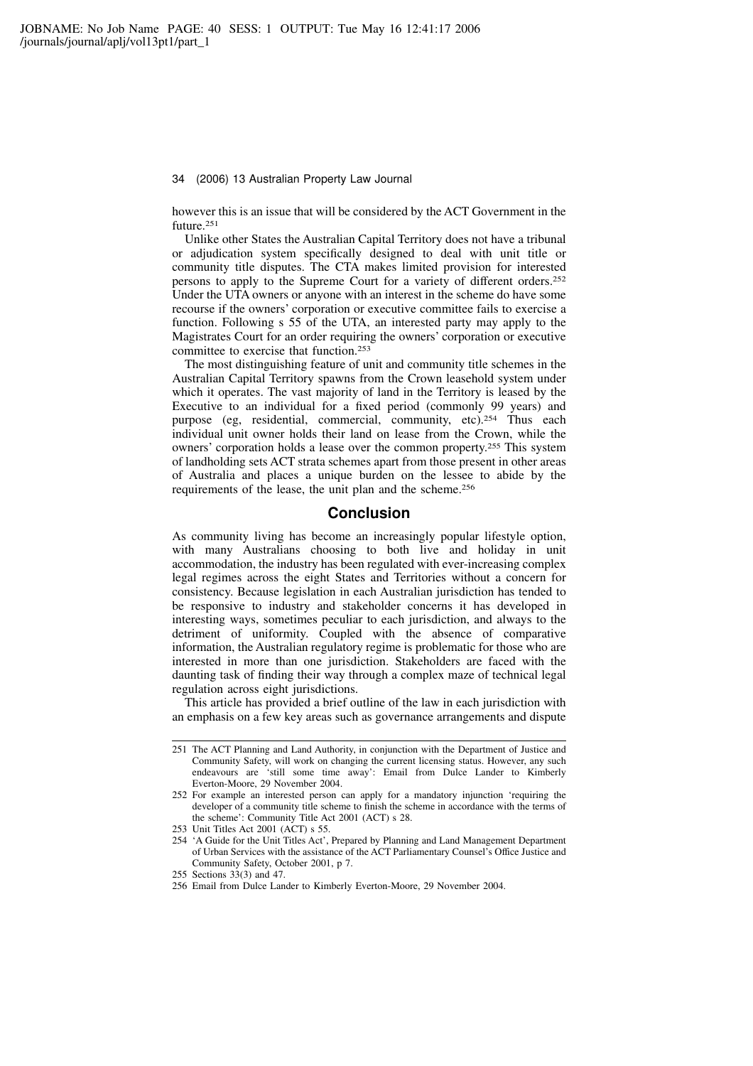however this is an issue that will be considered by the ACT Government in the future.[251]

Unlike other States the Australian Capital Territory does not have a tribunal or adjudication system specifically designed to deal with unit title or community title disputes. The CTA makes limited provision for interested persons to apply to the Supreme Court for a variety of different orders.[252] Under the UTA owners or anyone with an interest in the scheme do have some recourse if the owners' corporation or executive committee fails to exercise a function. Following s 55 of the UTA, an interested party may apply to the Magistrates Court for an order requiring the owners' corporation or executive committee to exercise that function.[253]

The most distinguishing feature of unit and community title schemes in the Australian Capital Territory spawns from the Crown leasehold system under which it operates. The vast majority of land in the Territory is leased by the Executive to an individual for a fixed period (commonly 99 years) and purpose (eg, residential, commercial, community, etc).[254] Thus each individual unit owner holds their land on lease from the Crown, while the owners' corporation holds a lease over the common property.[255] This system of landholding sets ACT strata schemes apart from those present in other areas of Australia and places a unique burden on the lessee to abide by the requirements of the lease, the unit plan and the scheme.[256]

## Conclusion

As community living has become an increasingly popular lifestyle option, with many Australians choosing to both live and holiday in unit accommodation, the industry has been regulated with ever-increasing complex legal regimes across the eight States and Territories without a concern for consistency. Because legislation in each Australian jurisdiction has tended to be responsive to industry and stakeholder concerns it has developed in interesting ways, sometimes peculiar to each jurisdiction, and always to the detriment of uniformity. Coupled with the absence of comparative information, the Australian regulatory regime is problematic for those who are interested in more than one jurisdiction. Stakeholders are faced with the daunting task of finding their way through a complex maze of technical legal regulation across eight jurisdictions.

This article has provided a brief outline of the law in each jurisdiction with an emphasis on a few key areas such as governance arrangements and dispute

---

251 The ACT Planning and Land Authority, in conjunction with the Department of Justice and Community Safety, will work on changing the current licensing status. However, any such endeavours are 'still some time away': Email from Dulce Lander to Kimberly Everton-Moore, 29 November 2004.

252 For example an interested person can apply for a mandatory injunction 'requiring the developer of a community title scheme to finish the scheme in accordance with the terms of the scheme': Community Title Act 2001 (ACT) s 28.

253 Unit Titles Act 2001 (ACT) s 55.

254 'A Guide for the Unit Titles Act', Prepared by Planning and Land Management Department of Urban Services with the assistance of the ACT Parliamentary Counsel's Office Justice and Community Safety, October 2001, p 7.

255 Sections 33(3) and 47.

256 Email from Dulce Lander to Kimberly Everton-Moore, 29 November 2004.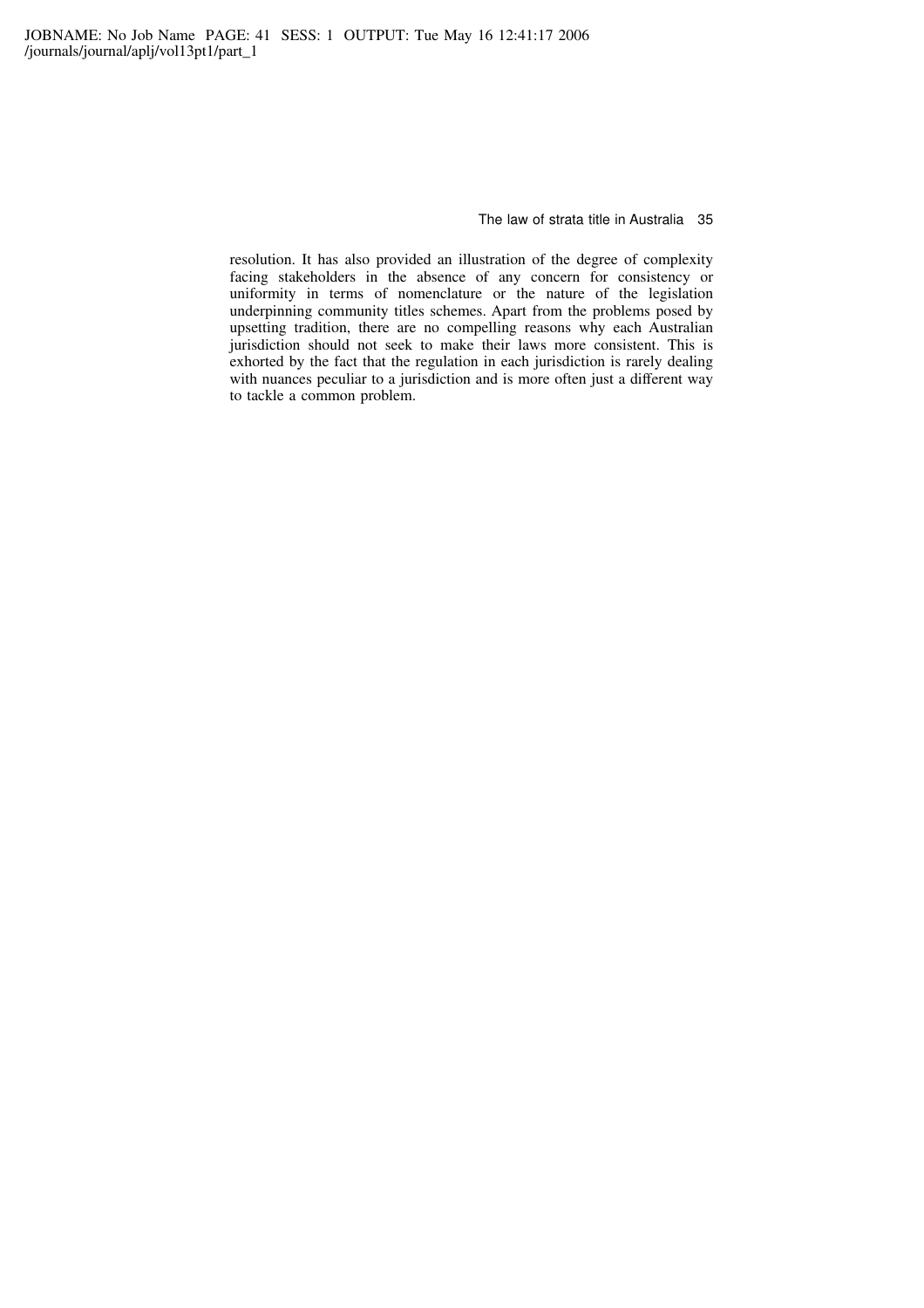resolution. It has also provided an illustration of the degree of complexity facing stakeholders in the absence of any concern for consistency or uniformity in terms of nomenclature or the nature of the legislation underpinning community titles schemes. Apart from the problems posed by upsetting tradition, there are no compelling reasons why each Australian jurisdiction should not seek to make their laws more consistent. This is exhorted by the fact that the regulation in each jurisdiction is rarely dealing with nuances peculiar to a jurisdiction and is more often just a different way to tackle a common problem.